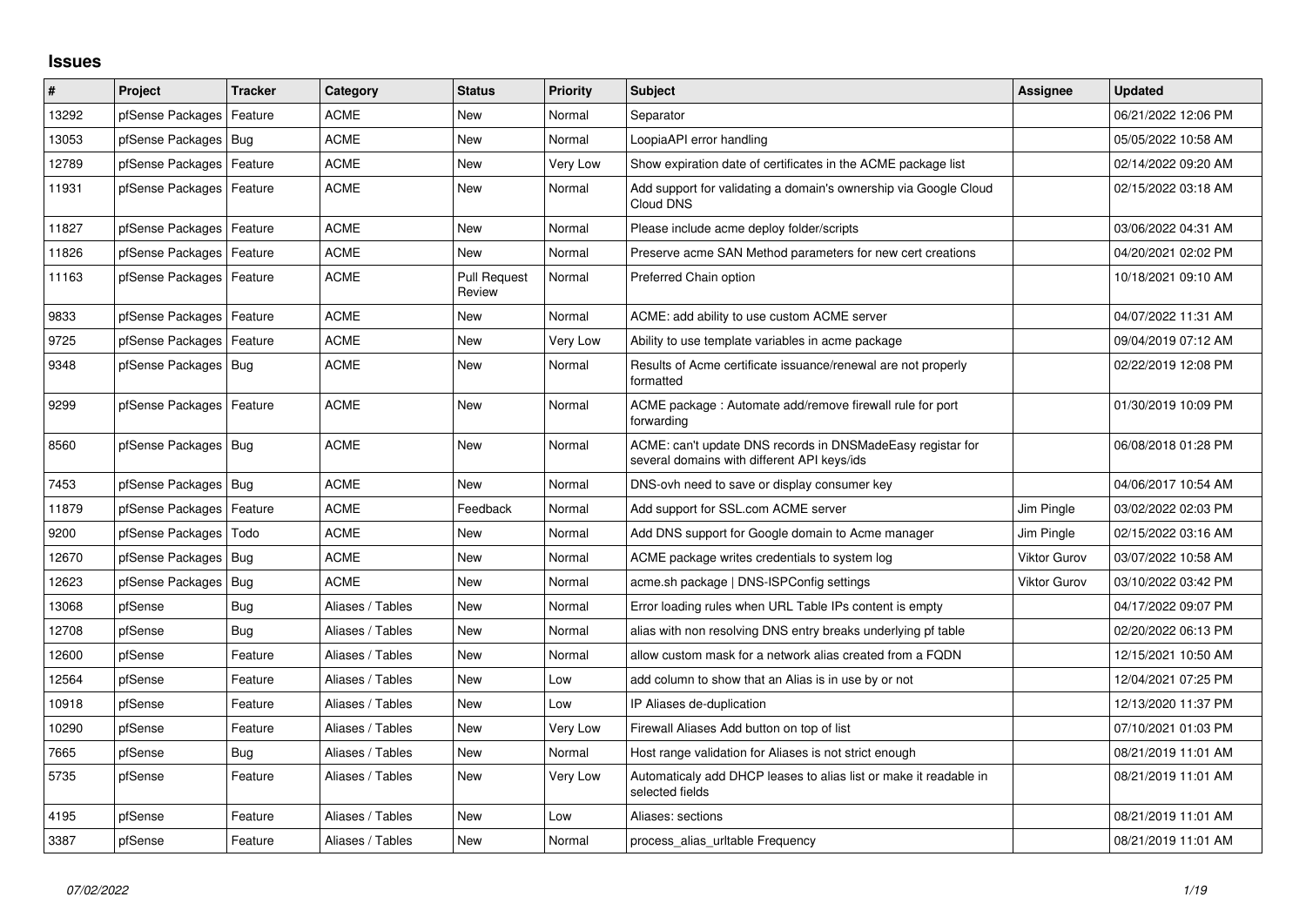## Issues

| # | Project | Tracker | Category | Status | Priority | Subject | Assignee | Updated |
|---|---|---|---|---|---|---|---|---|
| 13292 | pfSense Packages | Feature | ACME | New | Normal | Separator | | 06/21/2022 12:06 PM |
| 13053 | pfSense Packages | Bug | ACME | New | Normal | LoopiaAPI error handling | | 05/05/2022 10:58 AM |
| 12789 | pfSense Packages | Feature | ACME | New | Very Low | Show expiration date of certificates in the ACME package list | | 02/14/2022 09:20 AM |
| 11931 | pfSense Packages | Feature | ACME | New | Normal | Add support for validating a domain's ownership via Google Cloud Cloud DNS | | 02/15/2022 03:18 AM |
| 11827 | pfSense Packages | Feature | ACME | New | Normal | Please include acme deploy folder/scripts | | 03/06/2022 04:31 AM |
| 11826 | pfSense Packages | Feature | ACME | New | Normal | Preserve acme SAN Method parameters for new cert creations | | 04/20/2021 02:02 PM |
| 11163 | pfSense Packages | Feature | ACME | Pull Request Review | Normal | Preferred Chain option | | 10/18/2021 09:10 AM |
| 9833 | pfSense Packages | Feature | ACME | New | Normal | ACME: add ability to use custom ACME server | | 04/07/2022 11:31 AM |
| 9725 | pfSense Packages | Feature | ACME | New | Very Low | Ability to use template variables in acme package | | 09/04/2019 07:12 AM |
| 9348 | pfSense Packages | Bug | ACME | New | Normal | Results of Acme certificate issuance/renewal are not properly formatted | | 02/22/2019 12:08 PM |
| 9299 | pfSense Packages | Feature | ACME | New | Normal | ACME package : Automate add/remove firewall rule for port forwarding | | 01/30/2019 10:09 PM |
| 8560 | pfSense Packages | Bug | ACME | New | Normal | ACME: can't update DNS records in DNSMadeEasy registar for several domains with different API keys/ids | | 06/08/2018 01:28 PM |
| 7453 | pfSense Packages | Bug | ACME | New | Normal | DNS-ovh need to save or display consumer key | | 04/06/2017 10:54 AM |
| 11879 | pfSense Packages | Feature | ACME | Feedback | Normal | Add support for SSL.com ACME server | Jim Pingle | 03/02/2022 02:03 PM |
| 9200 | pfSense Packages | Todo | ACME | New | Normal | Add DNS support for Google domain to Acme manager | Jim Pingle | 02/15/2022 03:16 AM |
| 12670 | pfSense Packages | Bug | ACME | New | Normal | ACME package writes credentials to system log | Viktor Gurov | 03/07/2022 10:58 AM |
| 12623 | pfSense Packages | Bug | ACME | New | Normal | acme.sh package \| DNS-ISPConfig settings | Viktor Gurov | 03/10/2022 03:42 PM |
| 13068 | pfSense | Bug | Aliases / Tables | New | Normal | Error loading rules when URL Table IPs content is empty | | 04/17/2022 09:07 PM |
| 12708 | pfSense | Bug | Aliases / Tables | New | Normal | alias with non resolving DNS entry breaks underlying pf table | | 02/20/2022 06:13 PM |
| 12600 | pfSense | Feature | Aliases / Tables | New | Normal | allow custom mask for a network alias created from a FQDN | | 12/15/2021 10:50 AM |
| 12564 | pfSense | Feature | Aliases / Tables | New | Low | add column to show that an Alias is in use by or not | | 12/04/2021 07:25 PM |
| 10918 | pfSense | Feature | Aliases / Tables | New | Low | IP Aliases de-duplication | | 12/13/2020 11:37 PM |
| 10290 | pfSense | Feature | Aliases / Tables | New | Very Low | Firewall Aliases Add button on top of list | | 07/10/2021 01:03 PM |
| 7665 | pfSense | Bug | Aliases / Tables | New | Normal | Host range validation for Aliases is not strict enough | | 08/21/2019 11:01 AM |
| 5735 | pfSense | Feature | Aliases / Tables | New | Very Low | Automaticaly add DHCP leases to alias list or make it readable in selected fields | | 08/21/2019 11:01 AM |
| 4195 | pfSense | Feature | Aliases / Tables | New | Low | Aliases: sections | | 08/21/2019 11:01 AM |
| 3387 | pfSense | Feature | Aliases / Tables | New | Normal | process_alias_urltable Frequency | | 08/21/2019 11:01 AM |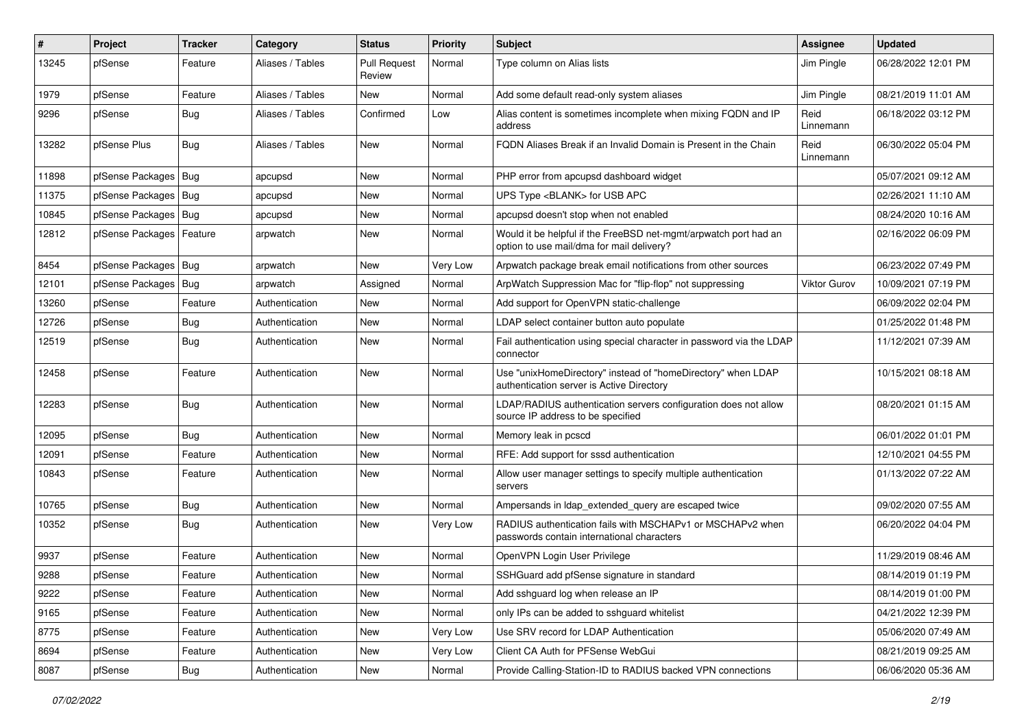| # | Project | Tracker | Category | Status | Priority | Subject | Assignee | Updated |
|---|---|---|---|---|---|---|---|---|
| 13245 | pfSense | Feature | Aliases / Tables | Pull Request Review | Normal | Type column on Alias lists | Jim Pingle | 06/28/2022 12:01 PM |
| 1979 | pfSense | Feature | Aliases / Tables | New | Normal | Add some default read-only system aliases | Jim Pingle | 08/21/2019 11:01 AM |
| 9296 | pfSense | Bug | Aliases / Tables | Confirmed | Low | Alias content is sometimes incomplete when mixing FQDN and IP address | Reid Linnemann | 06/18/2022 03:12 PM |
| 13282 | pfSense Plus | Bug | Aliases / Tables | New | Normal | FQDN Aliases Break if an Invalid Domain is Present in the Chain | Reid Linnemann | 06/30/2022 05:04 PM |
| 11898 | pfSense Packages | Bug | apcupsd | New | Normal | PHP error from apcupsd dashboard widget | | 05/07/2021 09:12 AM |
| 11375 | pfSense Packages | Bug | apcupsd | New | Normal | UPS Type <BLANK> for USB APC | | 02/26/2021 11:10 AM |
| 10845 | pfSense Packages | Bug | apcupsd | New | Normal | apcupsd doesn't stop when not enabled | | 08/24/2020 10:16 AM |
| 12812 | pfSense Packages | Feature | arpwatch | New | Normal | Would it be helpful if the FreeBSD net-mgmt/arpwatch port had an option to use mail/dma for mail delivery? | | 02/16/2022 06:09 PM |
| 8454 | pfSense Packages | Bug | arpwatch | New | Very Low | Arpwatch package break email notifications from other sources | | 06/23/2022 07:49 PM |
| 12101 | pfSense Packages | Bug | arpwatch | Assigned | Normal | ArpWatch Suppression Mac for "flip-flop" not suppressing | Viktor Gurov | 10/09/2021 07:19 PM |
| 13260 | pfSense | Feature | Authentication | New | Normal | Add support for OpenVPN static-challenge | | 06/09/2022 02:04 PM |
| 12726 | pfSense | Bug | Authentication | New | Normal | LDAP select container button auto populate | | 01/25/2022 01:48 PM |
| 12519 | pfSense | Bug | Authentication | New | Normal | Fail authentication using special character in password via the LDAP connector | | 11/12/2021 07:39 AM |
| 12458 | pfSense | Feature | Authentication | New | Normal | Use "unixHomeDirectory" instead of "homeDirectory" when LDAP authentication server is Active Directory | | 10/15/2021 08:18 AM |
| 12283 | pfSense | Bug | Authentication | New | Normal | LDAP/RADIUS authentication servers configuration does not allow source IP address to be specified | | 08/20/2021 01:15 AM |
| 12095 | pfSense | Bug | Authentication | New | Normal | Memory leak in pcscd | | 06/01/2022 01:01 PM |
| 12091 | pfSense | Feature | Authentication | New | Normal | RFE: Add support for sssd authentication | | 12/10/2021 04:55 PM |
| 10843 | pfSense | Feature | Authentication | New | Normal | Allow user manager settings to specify multiple authentication servers | | 01/13/2022 07:22 AM |
| 10765 | pfSense | Bug | Authentication | New | Normal | Ampersands in ldap_extended_query are escaped twice | | 09/02/2020 07:55 AM |
| 10352 | pfSense | Bug | Authentication | New | Very Low | RADIUS authentication fails with MSCHAPv1 or MSCHAPv2 when passwords contain international characters | | 06/20/2022 04:04 PM |
| 9937 | pfSense | Feature | Authentication | New | Normal | OpenVPN Login User Privilege | | 11/29/2019 08:46 AM |
| 9288 | pfSense | Feature | Authentication | New | Normal | SSHGuard add pfSense signature in standard | | 08/14/2019 01:19 PM |
| 9222 | pfSense | Feature | Authentication | New | Normal | Add sshguard log when release an IP | | 08/14/2019 01:00 PM |
| 9165 | pfSense | Feature | Authentication | New | Normal | only IPs can be added to sshguard whitelist | | 04/21/2022 12:39 PM |
| 8775 | pfSense | Feature | Authentication | New | Very Low | Use SRV record for LDAP Authentication | | 05/06/2020 07:49 AM |
| 8694 | pfSense | Feature | Authentication | New | Very Low | Client CA Auth for PFSense WebGui | | 08/21/2019 09:25 AM |
| 8087 | pfSense | Bug | Authentication | New | Normal | Provide Calling-Station-ID to RADIUS backed VPN connections | | 06/06/2020 05:36 AM |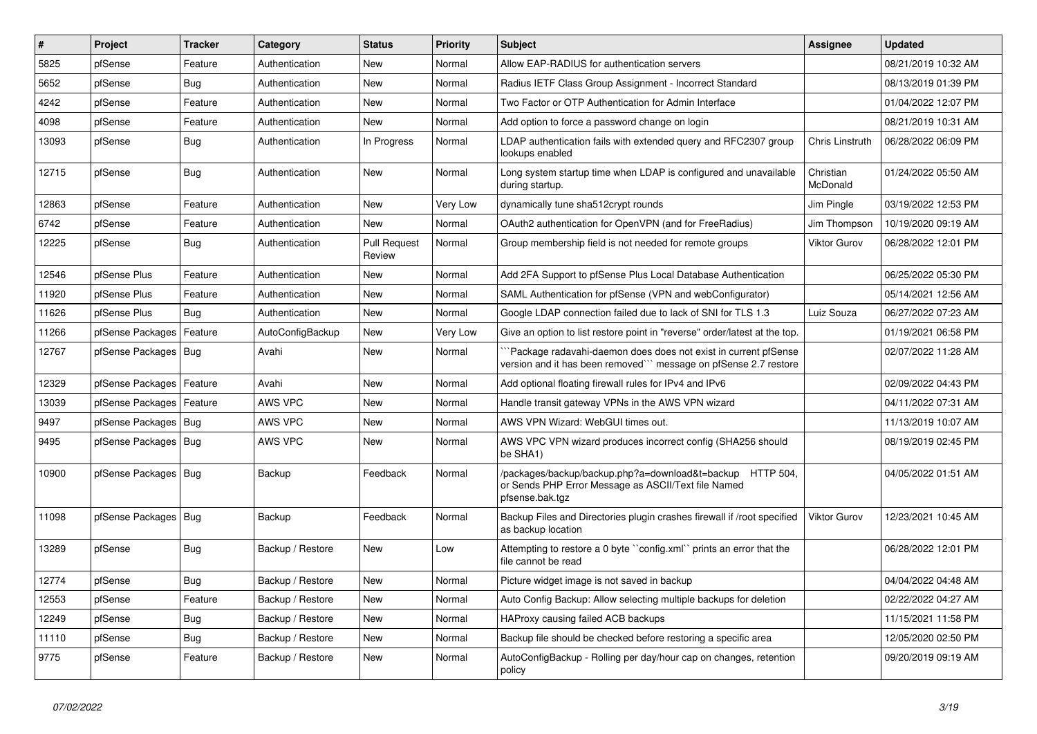| # | Project | Tracker | Category | Status | Priority | Subject | Assignee | Updated |
|---|---|---|---|---|---|---|---|---|
| 5825 | pfSense | Feature | Authentication | New | Normal | Allow EAP-RADIUS for authentication servers | | 08/21/2019 10:32 AM |
| 5652 | pfSense | Bug | Authentication | New | Normal | Radius IETF Class Group Assignment - Incorrect Standard | | 08/13/2019 01:39 PM |
| 4242 | pfSense | Feature | Authentication | New | Normal | Two Factor or OTP Authentication for Admin Interface | | 01/04/2022 12:07 PM |
| 4098 | pfSense | Feature | Authentication | New | Normal | Add option to force a password change on login | | 08/21/2019 10:31 AM |
| 13093 | pfSense | Bug | Authentication | In Progress | Normal | LDAP authentication fails with extended query and RFC2307 group lookups enabled | Chris Linstruth | 06/28/2022 06:09 PM |
| 12715 | pfSense | Bug | Authentication | New | Normal | Long system startup time when LDAP is configured and unavailable during startup. | Christian McDonald | 01/24/2022 05:50 AM |
| 12863 | pfSense | Feature | Authentication | New | Very Low | dynamically tune sha512crypt rounds | Jim Pingle | 03/19/2022 12:53 PM |
| 6742 | pfSense | Feature | Authentication | New | Normal | OAuth2 authentication for OpenVPN (and for FreeRadius) | Jim Thompson | 10/19/2020 09:19 AM |
| 12225 | pfSense | Bug | Authentication | Pull Request Review | Normal | Group membership field is not needed for remote groups | Viktor Gurov | 06/28/2022 12:01 PM |
| 12546 | pfSense Plus | Feature | Authentication | New | Normal | Add 2FA Support to pfSense Plus Local Database Authentication | | 06/25/2022 05:30 PM |
| 11920 | pfSense Plus | Feature | Authentication | New | Normal | SAML Authentication for pfSense (VPN and webConfigurator) | | 05/14/2021 12:56 AM |
| 11626 | pfSense Plus | Bug | Authentication | New | Normal | Google LDAP connection failed due to lack of SNI for TLS 1.3 | Luiz Souza | 06/27/2022 07:23 AM |
| 11266 | pfSense Packages | Feature | AutoConfigBackup | New | Very Low | Give an option to list restore point in "reverse" order/latest at the top. | | 01/19/2021 06:58 PM |
| 12767 | pfSense Packages | Bug | Avahi | New | Normal | ```Package radavahi-daemon does does not exist in current pfSense version and it has been removed``` message on pfSense 2.7 restore | | 02/07/2022 11:28 AM |
| 12329 | pfSense Packages | Feature | Avahi | New | Normal | Add optional floating firewall rules for IPv4 and IPv6 | | 02/09/2022 04:43 PM |
| 13039 | pfSense Packages | Feature | AWS VPC | New | Normal | Handle transit gateway VPNs in the AWS VPN wizard | | 04/11/2022 07:31 AM |
| 9497 | pfSense Packages | Bug | AWS VPC | New | Normal | AWS VPN Wizard: WebGUI times out. | | 11/13/2019 10:07 AM |
| 9495 | pfSense Packages | Bug | AWS VPC | New | Normal | AWS VPC VPN wizard produces incorrect config (SHA256 should be SHA1) | | 08/19/2019 02:45 PM |
| 10900 | pfSense Packages | Bug | Backup | Feedback | Normal | /packages/backup/backup.php?a=download&t=backup HTTP 504, or Sends PHP Error Message as ASCII/Text file Named pfsense.bak.tgz | | 04/05/2022 01:51 AM |
| 11098 | pfSense Packages | Bug | Backup | Feedback | Normal | Backup Files and Directories plugin crashes firewall if /root specified as backup location | Viktor Gurov | 12/23/2021 10:45 AM |
| 13289 | pfSense | Bug | Backup / Restore | New | Low | Attempting to restore a 0 byte ``config.xml`` prints an error that the file cannot be read | | 06/28/2022 12:01 PM |
| 12774 | pfSense | Bug | Backup / Restore | New | Normal | Picture widget image is not saved in backup | | 04/04/2022 04:48 AM |
| 12553 | pfSense | Feature | Backup / Restore | New | Normal | Auto Config Backup: Allow selecting multiple backups for deletion | | 02/22/2022 04:27 AM |
| 12249 | pfSense | Bug | Backup / Restore | New | Normal | HAProxy causing failed ACB backups | | 11/15/2021 11:58 PM |
| 11110 | pfSense | Bug | Backup / Restore | New | Normal | Backup file should be checked before restoring a specific area | | 12/05/2020 02:50 PM |
| 9775 | pfSense | Feature | Backup / Restore | New | Normal | AutoConfigBackup - Rolling per day/hour cap on changes, retention policy | | 09/20/2019 09:19 AM |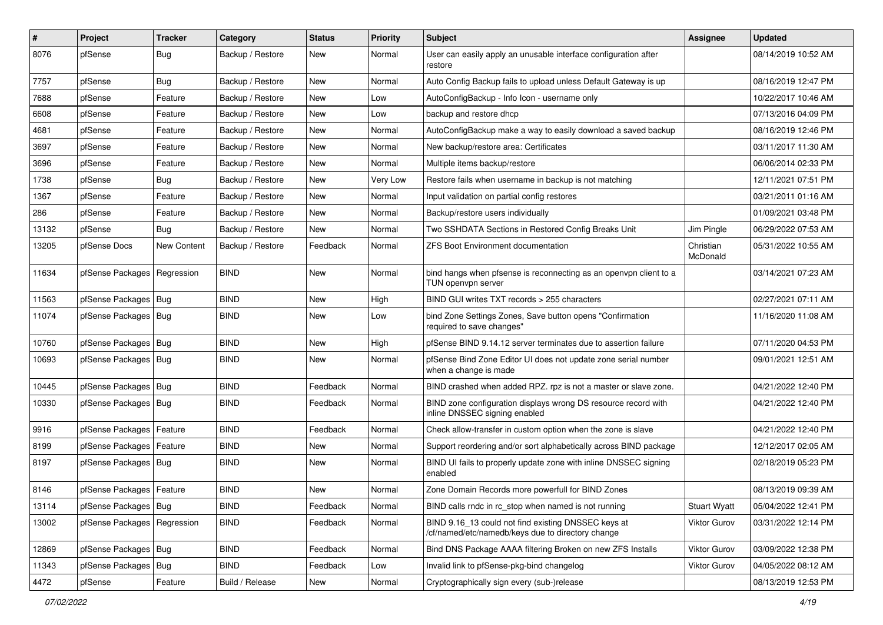| # | Project | Tracker | Category | Status | Priority | Subject | Assignee | Updated |
|---|---|---|---|---|---|---|---|---|
| 8076 | pfSense | Bug | Backup / Restore | New | Normal | User can easily apply an unusable interface configuration after restore | | 08/14/2019 10:52 AM |
| 7757 | pfSense | Bug | Backup / Restore | New | Normal | Auto Config Backup fails to upload unless Default Gateway is up | | 08/16/2019 12:47 PM |
| 7688 | pfSense | Feature | Backup / Restore | New | Low | AutoConfigBackup - Info Icon - username only | | 10/22/2017 10:46 AM |
| 6608 | pfSense | Feature | Backup / Restore | New | Low | backup and restore dhcp | | 07/13/2016 04:09 PM |
| 4681 | pfSense | Feature | Backup / Restore | New | Normal | AutoConfigBackup make a way to easily download a saved backup | | 08/16/2019 12:46 PM |
| 3697 | pfSense | Feature | Backup / Restore | New | Normal | New backup/restore area: Certificates | | 03/11/2017 11:30 AM |
| 3696 | pfSense | Feature | Backup / Restore | New | Normal | Multiple items backup/restore | | 06/06/2014 02:33 PM |
| 1738 | pfSense | Bug | Backup / Restore | New | Very Low | Restore fails when username in backup is not matching | | 12/11/2021 07:51 PM |
| 1367 | pfSense | Feature | Backup / Restore | New | Normal | Input validation on partial config restores | | 03/21/2011 01:16 AM |
| 286 | pfSense | Feature | Backup / Restore | New | Normal | Backup/restore users individually | | 01/09/2021 03:48 PM |
| 13132 | pfSense | Bug | Backup / Restore | New | Normal | Two SSHDATA Sections in Restored Config Breaks Unit | Jim Pingle | 06/29/2022 07:53 AM |
| 13205 | pfSense Docs | New Content | Backup / Restore | Feedback | Normal | ZFS Boot Environment documentation | Christian McDonald | 05/31/2022 10:55 AM |
| 11634 | pfSense Packages | Regression | BIND | New | Normal | bind hangs when pfsense is reconnecting as an openvpn client to a TUN openvpn server | | 03/14/2021 07:23 AM |
| 11563 | pfSense Packages | Bug | BIND | New | High | BIND GUI writes TXT records > 255 characters | | 02/27/2021 07:11 AM |
| 11074 | pfSense Packages | Bug | BIND | New | Low | bind Zone Settings Zones, Save button opens "Confirmation required to save changes" | | 11/16/2020 11:08 AM |
| 10760 | pfSense Packages | Bug | BIND | New | High | pfSense BIND 9.14.12 server terminates due to assertion failure | | 07/11/2020 04:53 PM |
| 10693 | pfSense Packages | Bug | BIND | New | Normal | pfSense Bind Zone Editor UI does not update zone serial number when a change is made | | 09/01/2021 12:51 AM |
| 10445 | pfSense Packages | Bug | BIND | Feedback | Normal | BIND crashed when added RPZ. rpz is not a master or slave zone. | | 04/21/2022 12:40 PM |
| 10330 | pfSense Packages | Bug | BIND | Feedback | Normal | BIND zone configuration displays wrong DS resource record with inline DNSSEC signing enabled | | 04/21/2022 12:40 PM |
| 9916 | pfSense Packages | Feature | BIND | Feedback | Normal | Check allow-transfer in custom option when the zone is slave | | 04/21/2022 12:40 PM |
| 8199 | pfSense Packages | Feature | BIND | New | Normal | Support reordering and/or sort alphabetically across BIND package | | 12/12/2017 02:05 AM |
| 8197 | pfSense Packages | Bug | BIND | New | Normal | BIND UI fails to properly update zone with inline DNSSEC signing enabled | | 02/18/2019 05:23 PM |
| 8146 | pfSense Packages | Feature | BIND | New | Normal | Zone Domain Records more powerfull for BIND Zones | | 08/13/2019 09:39 AM |
| 13114 | pfSense Packages | Bug | BIND | Feedback | Normal | BIND calls rndc in rc_stop when named is not running | Stuart Wyatt | 05/04/2022 12:41 PM |
| 13002 | pfSense Packages | Regression | BIND | Feedback | Normal | BIND 9.16_13 could not find existing DNSSEC keys at /cf/named/etc/namedb/keys due to directory change | Viktor Gurov | 03/31/2022 12:14 PM |
| 12869 | pfSense Packages | Bug | BIND | Feedback | Normal | Bind DNS Package AAAA filtering Broken on new ZFS Installs | Viktor Gurov | 03/09/2022 12:38 PM |
| 11343 | pfSense Packages | Bug | BIND | Feedback | Low | Invalid link to pfSense-pkg-bind changelog | Viktor Gurov | 04/05/2022 08:12 AM |
| 4472 | pfSense | Feature | Build / Release | New | Normal | Cryptographically sign every (sub-)release | | 08/13/2019 12:53 PM |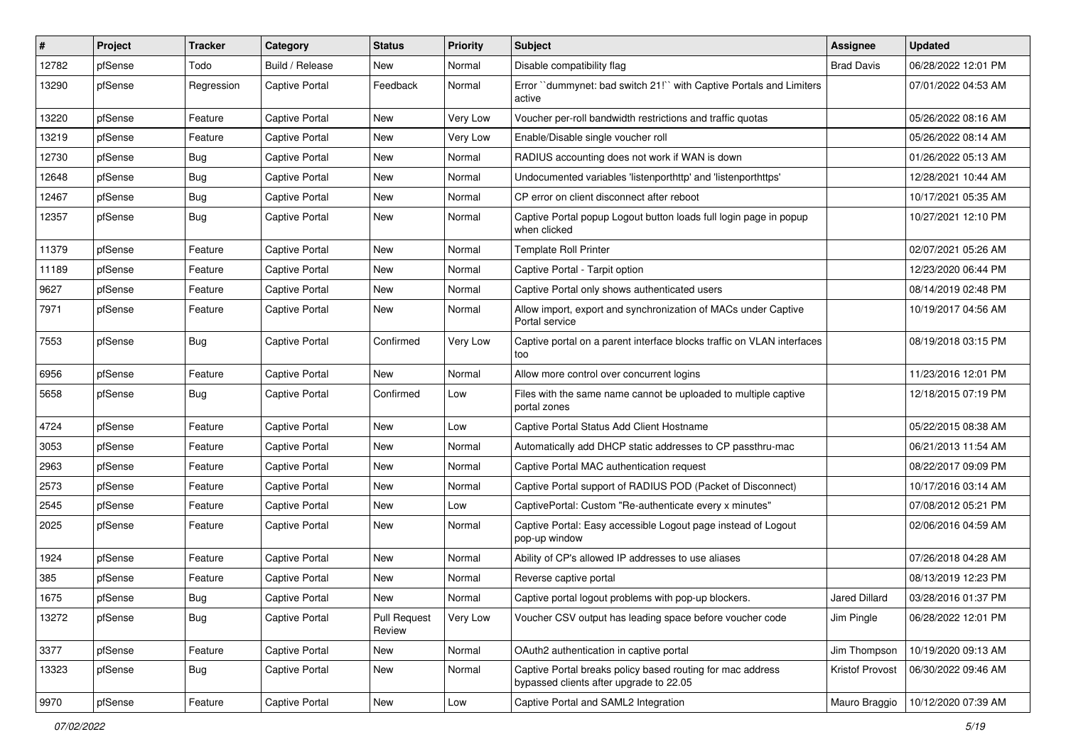| # | Project | Tracker | Category | Status | Priority | Subject | Assignee | Updated |
|---|---|---|---|---|---|---|---|---|
| 12782 | pfSense | Todo | Build / Release | New | Normal | Disable compatibility flag | Brad Davis | 06/28/2022 12:01 PM |
| 13290 | pfSense | Regression | Captive Portal | Feedback | Normal | Error ``dummynet: bad switch 21!`` with Captive Portals and Limiters active | | 07/01/2022 04:53 AM |
| 13220 | pfSense | Feature | Captive Portal | New | Very Low | Voucher per-roll bandwidth restrictions and traffic quotas | | 05/26/2022 08:16 AM |
| 13219 | pfSense | Feature | Captive Portal | New | Very Low | Enable/Disable single voucher roll | | 05/26/2022 08:14 AM |
| 12730 | pfSense | Bug | Captive Portal | New | Normal | RADIUS accounting does not work if WAN is down | | 01/26/2022 05:13 AM |
| 12648 | pfSense | Bug | Captive Portal | New | Normal | Undocumented variables 'listenporthttp' and 'listenporthttps' | | 12/28/2021 10:44 AM |
| 12467 | pfSense | Bug | Captive Portal | New | Normal | CP error on client disconnect after reboot | | 10/17/2021 05:35 AM |
| 12357 | pfSense | Bug | Captive Portal | New | Normal | Captive Portal popup Logout button loads full login page in popup when clicked | | 10/27/2021 12:10 PM |
| 11379 | pfSense | Feature | Captive Portal | New | Normal | Template Roll Printer | | 02/07/2021 05:26 AM |
| 11189 | pfSense | Feature | Captive Portal | New | Normal | Captive Portal - Tarpit option | | 12/23/2020 06:44 PM |
| 9627 | pfSense | Feature | Captive Portal | New | Normal | Captive Portal only shows authenticated users | | 08/14/2019 02:48 PM |
| 7971 | pfSense | Feature | Captive Portal | New | Normal | Allow import, export and synchronization of MACs under Captive Portal service | | 10/19/2017 04:56 AM |
| 7553 | pfSense | Bug | Captive Portal | Confirmed | Very Low | Captive portal on a parent interface blocks traffic on VLAN interfaces too | | 08/19/2018 03:15 PM |
| 6956 | pfSense | Feature | Captive Portal | New | Normal | Allow more control over concurrent logins | | 11/23/2016 12:01 PM |
| 5658 | pfSense | Bug | Captive Portal | Confirmed | Low | Files with the same name cannot be uploaded to multiple captive portal zones | | 12/18/2015 07:19 PM |
| 4724 | pfSense | Feature | Captive Portal | New | Low | Captive Portal Status Add Client Hostname | | 05/22/2015 08:38 AM |
| 3053 | pfSense | Feature | Captive Portal | New | Normal | Automatically add DHCP static addresses to CP passthru-mac | | 06/21/2013 11:54 AM |
| 2963 | pfSense | Feature | Captive Portal | New | Normal | Captive Portal MAC authentication request | | 08/22/2017 09:09 PM |
| 2573 | pfSense | Feature | Captive Portal | New | Normal | Captive Portal support of RADIUS POD (Packet of Disconnect) | | 10/17/2016 03:14 AM |
| 2545 | pfSense | Feature | Captive Portal | New | Low | CaptivePortal: Custom "Re-authenticate every x minutes" | | 07/08/2012 05:21 PM |
| 2025 | pfSense | Feature | Captive Portal | New | Normal | Captive Portal: Easy accessible Logout page instead of Logout pop-up window | | 02/06/2016 04:59 AM |
| 1924 | pfSense | Feature | Captive Portal | New | Normal | Ability of CP's allowed IP addresses to use aliases | | 07/26/2018 04:28 AM |
| 385 | pfSense | Feature | Captive Portal | New | Normal | Reverse captive portal | | 08/13/2019 12:23 PM |
| 1675 | pfSense | Bug | Captive Portal | New | Normal | Captive portal logout problems with pop-up blockers. | Jared Dillard | 03/28/2016 01:37 PM |
| 13272 | pfSense | Bug | Captive Portal | Pull Request Review | Very Low | Voucher CSV output has leading space before voucher code | Jim Pingle | 06/28/2022 12:01 PM |
| 3377 | pfSense | Feature | Captive Portal | New | Normal | OAuth2 authentication in captive portal | Jim Thompson | 10/19/2020 09:13 AM |
| 13323 | pfSense | Bug | Captive Portal | New | Normal | Captive Portal breaks policy based routing for mac address bypassed clients after upgrade to 22.05 | Kristof Provost | 06/30/2022 09:46 AM |
| 9970 | pfSense | Feature | Captive Portal | New | Low | Captive Portal and SAML2 Integration | Mauro Braggio | 10/12/2020 07:39 AM |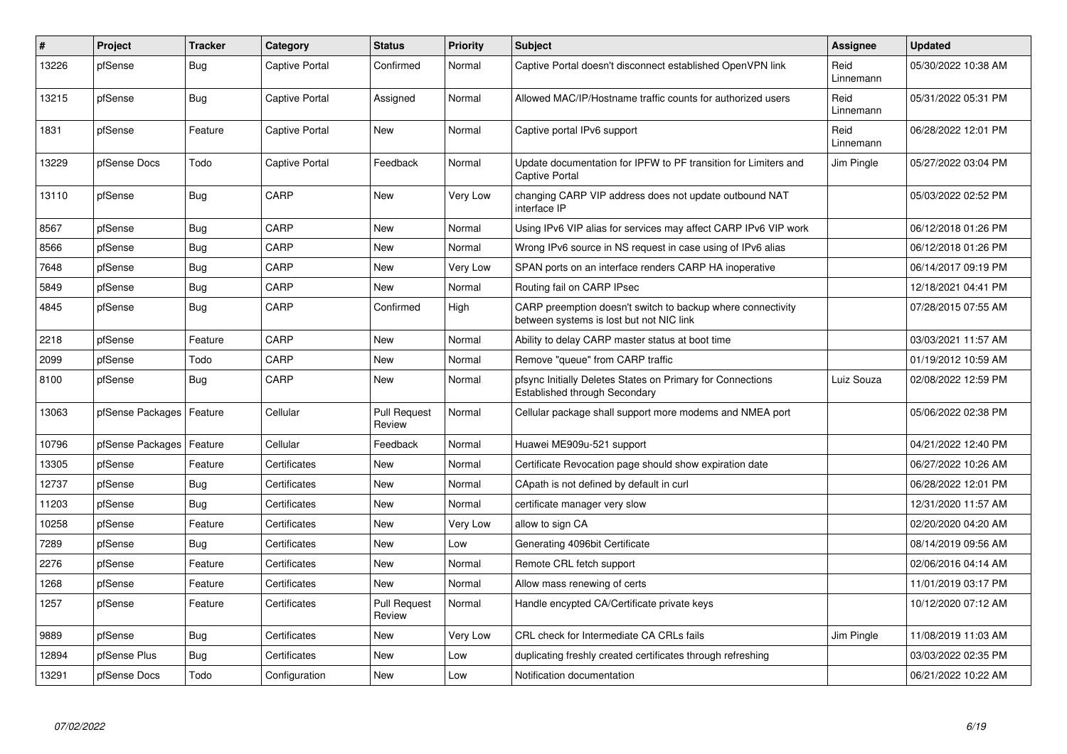| # | Project | Tracker | Category | Status | Priority | Subject | Assignee | Updated |
|---|---|---|---|---|---|---|---|---|
| 13226 | pfSense | Bug | Captive Portal | Confirmed | Normal | Captive Portal doesn't disconnect established OpenVPN link | Reid Linnemann | 05/30/2022 10:38 AM |
| 13215 | pfSense | Bug | Captive Portal | Assigned | Normal | Allowed MAC/IP/Hostname traffic counts for authorized users | Reid Linnemann | 05/31/2022 05:31 PM |
| 1831 | pfSense | Feature | Captive Portal | New | Normal | Captive portal IPv6 support | Reid Linnemann | 06/28/2022 12:01 PM |
| 13229 | pfSense Docs | Todo | Captive Portal | Feedback | Normal | Update documentation for IPFW to PF transition for Limiters and Captive Portal | Jim Pingle | 05/27/2022 03:04 PM |
| 13110 | pfSense | Bug | CARP | New | Very Low | changing CARP VIP address does not update outbound NAT interface IP | | 05/03/2022 02:52 PM |
| 8567 | pfSense | Bug | CARP | New | Normal | Using IPv6 VIP alias for services may affect CARP IPv6 VIP work | | 06/12/2018 01:26 PM |
| 8566 | pfSense | Bug | CARP | New | Normal | Wrong IPv6 source in NS request in case using of IPv6 alias | | 06/12/2018 01:26 PM |
| 7648 | pfSense | Bug | CARP | New | Very Low | SPAN ports on an interface renders CARP HA inoperative | | 06/14/2017 09:19 PM |
| 5849 | pfSense | Bug | CARP | New | Normal | Routing fail on CARP IPsec | | 12/18/2021 04:41 PM |
| 4845 | pfSense | Bug | CARP | Confirmed | High | CARP preemption doesn't switch to backup where connectivity between systems is lost but not NIC link | | 07/28/2015 07:55 AM |
| 2218 | pfSense | Feature | CARP | New | Normal | Ability to delay CARP master status at boot time | | 03/03/2021 11:57 AM |
| 2099 | pfSense | Todo | CARP | New | Normal | Remove "queue" from CARP traffic | | 01/19/2012 10:59 AM |
| 8100 | pfSense | Bug | CARP | New | Normal | pfsync Initially Deletes States on Primary for Connections Established through Secondary | Luiz Souza | 02/08/2022 12:59 PM |
| 13063 | pfSense Packages | Feature | Cellular | Pull Request Review | Normal | Cellular package shall support more modems and NMEA port | | 05/06/2022 02:38 PM |
| 10796 | pfSense Packages | Feature | Cellular | Feedback | Normal | Huawei ME909u-521 support | | 04/21/2022 12:40 PM |
| 13305 | pfSense | Feature | Certificates | New | Normal | Certificate Revocation page should show expiration date | | 06/27/2022 10:26 AM |
| 12737 | pfSense | Bug | Certificates | New | Normal | CApath is not defined by default in curl | | 06/28/2022 12:01 PM |
| 11203 | pfSense | Bug | Certificates | New | Normal | certificate manager very slow | | 12/31/2020 11:57 AM |
| 10258 | pfSense | Feature | Certificates | New | Very Low | allow to sign CA | | 02/20/2020 04:20 AM |
| 7289 | pfSense | Bug | Certificates | New | Low | Generating 4096bit Certificate | | 08/14/2019 09:56 AM |
| 2276 | pfSense | Feature | Certificates | New | Normal | Remote CRL fetch support | | 02/06/2016 04:14 AM |
| 1268 | pfSense | Feature | Certificates | New | Normal | Allow mass renewing of certs | | 11/01/2019 03:17 PM |
| 1257 | pfSense | Feature | Certificates | Pull Request Review | Normal | Handle encypted CA/Certificate private keys | | 10/12/2020 07:12 AM |
| 9889 | pfSense | Bug | Certificates | New | Very Low | CRL check for Intermediate CA CRLs fails | Jim Pingle | 11/08/2019 11:03 AM |
| 12894 | pfSense Plus | Bug | Certificates | New | Low | duplicating freshly created certificates through refreshing | | 03/03/2022 02:35 PM |
| 13291 | pfSense Docs | Todo | Configuration | New | Low | Notification documentation | | 06/21/2022 10:22 AM |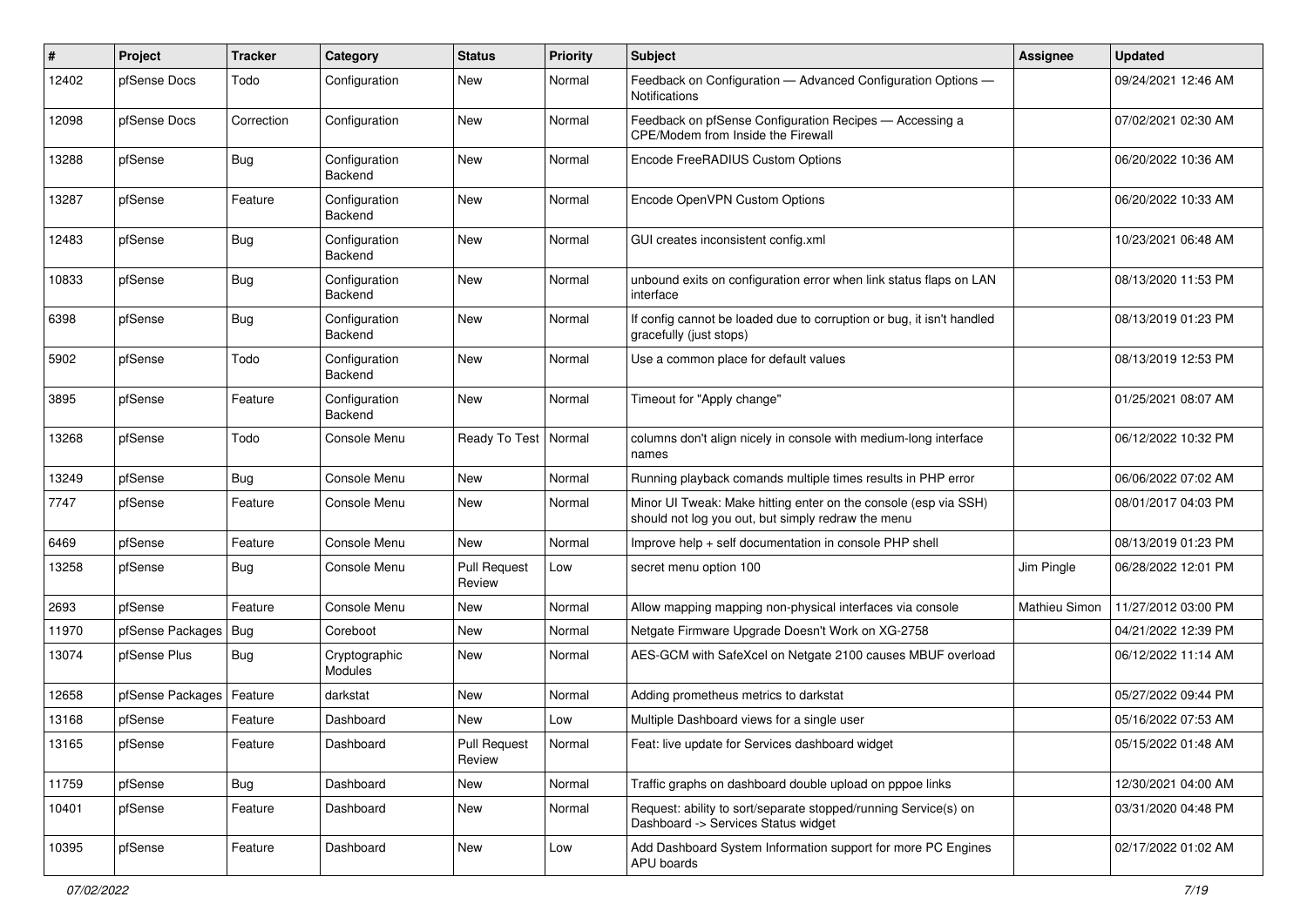| # | Project | Tracker | Category | Status | Priority | Subject | Assignee | Updated |
|---|---|---|---|---|---|---|---|---|
| 12402 | pfSense Docs | Todo | Configuration | New | Normal | Feedback on Configuration — Advanced Configuration Options — Notifications | | 09/24/2021 12:46 AM |
| 12098 | pfSense Docs | Correction | Configuration | New | Normal | Feedback on pfSense Configuration Recipes — Accessing a CPE/Modem from Inside the Firewall | | 07/02/2021 02:30 AM |
| 13288 | pfSense | Bug | Configuration Backend | New | Normal | Encode FreeRADIUS Custom Options | | 06/20/2022 10:36 AM |
| 13287 | pfSense | Feature | Configuration Backend | New | Normal | Encode OpenVPN Custom Options | | 06/20/2022 10:33 AM |
| 12483 | pfSense | Bug | Configuration Backend | New | Normal | GUI creates inconsistent config.xml | | 10/23/2021 06:48 AM |
| 10833 | pfSense | Bug | Configuration Backend | New | Normal | unbound exits on configuration error when link status flaps on LAN interface | | 08/13/2020 11:53 PM |
| 6398 | pfSense | Bug | Configuration Backend | New | Normal | If config cannot be loaded due to corruption or bug, it isn't handled gracefully (just stops) | | 08/13/2019 01:23 PM |
| 5902 | pfSense | Todo | Configuration Backend | New | Normal | Use a common place for default values | | 08/13/2019 12:53 PM |
| 3895 | pfSense | Feature | Configuration Backend | New | Normal | Timeout for "Apply change" | | 01/25/2021 08:07 AM |
| 13268 | pfSense | Todo | Console Menu | Ready To Test | Normal | columns don't align nicely in console with medium-long interface names | | 06/12/2022 10:32 PM |
| 13249 | pfSense | Bug | Console Menu | New | Normal | Running playback comands multiple times results in PHP error | | 06/06/2022 07:02 AM |
| 7747 | pfSense | Feature | Console Menu | New | Normal | Minor UI Tweak: Make hitting enter on the console (esp via SSH) should not log you out, but simply redraw the menu | | 08/01/2017 04:03 PM |
| 6469 | pfSense | Feature | Console Menu | New | Normal | Improve help + self documentation in console PHP shell | | 08/13/2019 01:23 PM |
| 13258 | pfSense | Bug | Console Menu | Pull Request Review | Low | secret menu option 100 | Jim Pingle | 06/28/2022 12:01 PM |
| 2693 | pfSense | Feature | Console Menu | New | Normal | Allow mapping mapping non-physical interfaces via console | Mathieu Simon | 11/27/2012 03:00 PM |
| 11970 | pfSense Packages | Bug | Coreboot | New | Normal | Netgate Firmware Upgrade Doesn't Work on XG-2758 | | 04/21/2022 12:39 PM |
| 13074 | pfSense Plus | Bug | Cryptographic Modules | New | Normal | AES-GCM with SafeXcel on Netgate 2100 causes MBUF overload | | 06/12/2022 11:14 AM |
| 12658 | pfSense Packages | Feature | darkstat | New | Normal | Adding prometheus metrics to darkstat | | 05/27/2022 09:44 PM |
| 13168 | pfSense | Feature | Dashboard | New | Low | Multiple Dashboard views for a single user | | 05/16/2022 07:53 AM |
| 13165 | pfSense | Feature | Dashboard | Pull Request Review | Normal | Feat: live update for Services dashboard widget | | 05/15/2022 01:48 AM |
| 11759 | pfSense | Bug | Dashboard | New | Normal | Traffic graphs on dashboard double upload on pppoe links | | 12/30/2021 04:00 AM |
| 10401 | pfSense | Feature | Dashboard | New | Normal | Request: ability to sort/separate stopped/running Service(s) on Dashboard -> Services Status widget | | 03/31/2020 04:48 PM |
| 10395 | pfSense | Feature | Dashboard | New | Low | Add Dashboard System Information support for more PC Engines APU boards | | 02/17/2022 01:02 AM |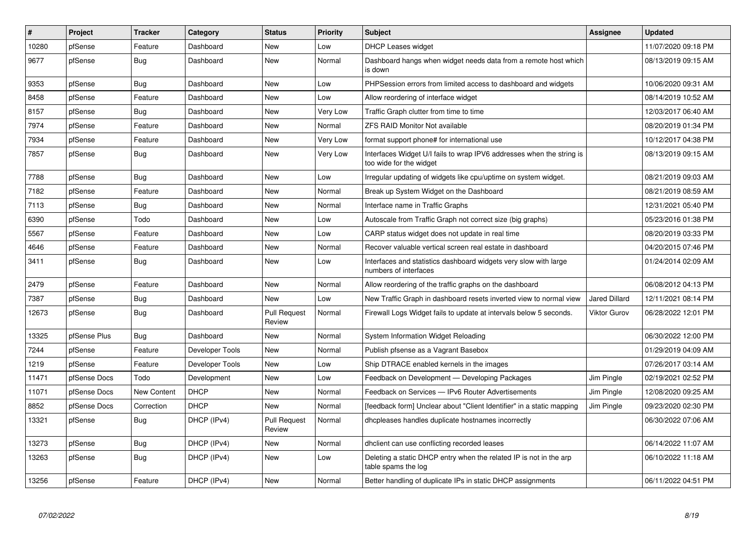| # | Project | Tracker | Category | Status | Priority | Subject | Assignee | Updated |
|---|---|---|---|---|---|---|---|---|
| 10280 | pfSense | Feature | Dashboard | New | Low | DHCP Leases widget | | 11/07/2020 09:18 PM |
| 9677 | pfSense | Bug | Dashboard | New | Normal | Dashboard hangs when widget needs data from a remote host which is down | | 08/13/2019 09:15 AM |
| 9353 | pfSense | Bug | Dashboard | New | Low | PHPSession errors from limited access to dashboard and widgets | | 10/06/2020 09:31 AM |
| 8458 | pfSense | Feature | Dashboard | New | Low | Allow reordering of interface widget | | 08/14/2019 10:52 AM |
| 8157 | pfSense | Bug | Dashboard | New | Very Low | Traffic Graph clutter from time to time | | 12/03/2017 06:40 AM |
| 7974 | pfSense | Feature | Dashboard | New | Normal | ZFS RAID Monitor Not available | | 08/20/2019 01:34 PM |
| 7934 | pfSense | Feature | Dashboard | New | Very Low | format support phone# for international use | | 10/12/2017 04:38 PM |
| 7857 | pfSense | Bug | Dashboard | New | Very Low | Interfaces Widget U/I fails to wrap IPV6 addresses when the string is too wide for the widget | | 08/13/2019 09:15 AM |
| 7788 | pfSense | Bug | Dashboard | New | Low | Irregular updating of widgets like cpu/uptime on system widget. | | 08/21/2019 09:03 AM |
| 7182 | pfSense | Feature | Dashboard | New | Normal | Break up System Widget on the Dashboard | | 08/21/2019 08:59 AM |
| 7113 | pfSense | Bug | Dashboard | New | Normal | Interface name in Traffic Graphs | | 12/31/2021 05:40 PM |
| 6390 | pfSense | Todo | Dashboard | New | Low | Autoscale from Traffic Graph not correct size (big graphs) | | 05/23/2016 01:38 PM |
| 5567 | pfSense | Feature | Dashboard | New | Low | CARP status widget does not update in real time | | 08/20/2019 03:33 PM |
| 4646 | pfSense | Feature | Dashboard | New | Normal | Recover valuable vertical screen real estate in dashboard | | 04/20/2015 07:46 PM |
| 3411 | pfSense | Bug | Dashboard | New | Low | Interfaces and statistics dashboard widgets very slow with large numbers of interfaces | | 01/24/2014 02:09 AM |
| 2479 | pfSense | Feature | Dashboard | New | Normal | Allow reordering of the traffic graphs on the dashboard | | 06/08/2012 04:13 PM |
| 7387 | pfSense | Bug | Dashboard | New | Low | New Traffic Graph in dashboard resets inverted view to normal view | Jared Dillard | 12/11/2021 08:14 PM |
| 12673 | pfSense | Bug | Dashboard | Pull Request Review | Normal | Firewall Logs Widget fails to update at intervals below 5 seconds. | Viktor Gurov | 06/28/2022 12:01 PM |
| 13325 | pfSense Plus | Bug | Dashboard | New | Normal | System Information Widget Reloading | | 06/30/2022 12:00 PM |
| 7244 | pfSense | Feature | Developer Tools | New | Normal | Publish pfsense as a Vagrant Basebox | | 01/29/2019 04:09 AM |
| 1219 | pfSense | Feature | Developer Tools | New | Low | Ship DTRACE enabled kernels in the images | | 07/26/2017 03:14 AM |
| 11471 | pfSense Docs | Todo | Development | New | Low | Feedback on Development — Developing Packages | Jim Pingle | 02/19/2021 02:52 PM |
| 11071 | pfSense Docs | New Content | DHCP | New | Normal | Feedback on Services — IPv6 Router Advertisements | Jim Pingle | 12/08/2020 09:25 AM |
| 8852 | pfSense Docs | Correction | DHCP | New | Normal | [feedback form] Unclear about "Client Identifier" in a static mapping | Jim Pingle | 09/23/2020 02:30 PM |
| 13321 | pfSense | Bug | DHCP (IPv4) | Pull Request Review | Normal | dhcpleases handles duplicate hostnames incorrectly | | 06/30/2022 07:06 AM |
| 13273 | pfSense | Bug | DHCP (IPv4) | New | Normal | dhclient can use conflicting recorded leases | | 06/14/2022 11:07 AM |
| 13263 | pfSense | Bug | DHCP (IPv4) | New | Low | Deleting a static DHCP entry when the related IP is not in the arp table spams the log | | 06/10/2022 11:18 AM |
| 13256 | pfSense | Feature | DHCP (IPv4) | New | Normal | Better handling of duplicate IPs in static DHCP assignments | | 06/11/2022 04:51 PM |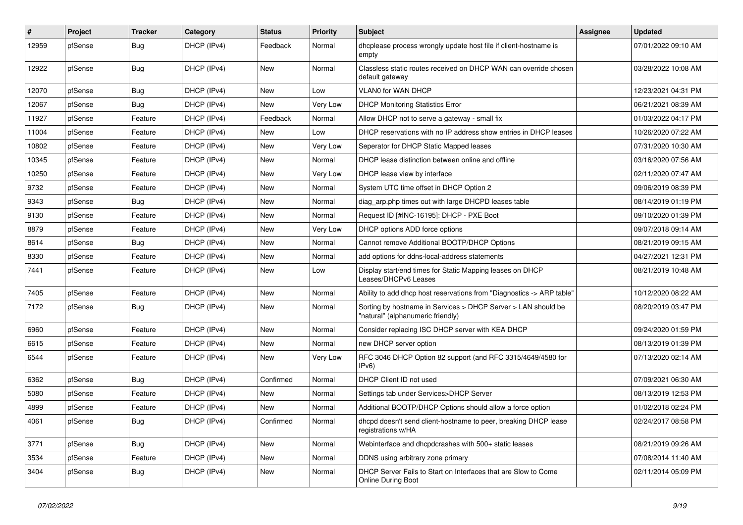| # | Project | Tracker | Category | Status | Priority | Subject | Assignee | Updated |
|---|---|---|---|---|---|---|---|---|
| 12959 | pfSense | Bug | DHCP (IPv4) | Feedback | Normal | dhcplease process wrongly update host file if client-hostname is empty | | 07/01/2022 09:10 AM |
| 12922 | pfSense | Bug | DHCP (IPv4) | New | Normal | Classless static routes received on DHCP WAN can override chosen default gateway | | 03/28/2022 10:08 AM |
| 12070 | pfSense | Bug | DHCP (IPv4) | New | Low | VLAN0 for WAN DHCP | | 12/23/2021 04:31 PM |
| 12067 | pfSense | Bug | DHCP (IPv4) | New | Very Low | DHCP Monitoring Statistics Error | | 06/21/2021 08:39 AM |
| 11927 | pfSense | Feature | DHCP (IPv4) | Feedback | Normal | Allow DHCP not to serve a gateway - small fix | | 01/03/2022 04:17 PM |
| 11004 | pfSense | Feature | DHCP (IPv4) | New | Low | DHCP reservations with no IP address show entries in DHCP leases | | 10/26/2020 07:22 AM |
| 10802 | pfSense | Feature | DHCP (IPv4) | New | Very Low | Seperator for DHCP Static Mapped leases | | 07/31/2020 10:30 AM |
| 10345 | pfSense | Feature | DHCP (IPv4) | New | Normal | DHCP lease distinction between online and offline | | 03/16/2020 07:56 AM |
| 10250 | pfSense | Feature | DHCP (IPv4) | New | Very Low | DHCP lease view by interface | | 02/11/2020 07:47 AM |
| 9732 | pfSense | Feature | DHCP (IPv4) | New | Normal | System UTC time offset in DHCP Option 2 | | 09/06/2019 08:39 PM |
| 9343 | pfSense | Bug | DHCP (IPv4) | New | Normal | diag_arp.php times out with large DHCPD leases table | | 08/14/2019 01:19 PM |
| 9130 | pfSense | Feature | DHCP (IPv4) | New | Normal | Request ID [#INC-16195]: DHCP - PXE Boot | | 09/10/2020 01:39 PM |
| 8879 | pfSense | Feature | DHCP (IPv4) | New | Very Low | DHCP options ADD force options | | 09/07/2018 09:14 AM |
| 8614 | pfSense | Bug | DHCP (IPv4) | New | Normal | Cannot remove Additional BOOTP/DHCP Options | | 08/21/2019 09:15 AM |
| 8330 | pfSense | Feature | DHCP (IPv4) | New | Normal | add options for ddns-local-address statements | | 04/27/2021 12:31 PM |
| 7441 | pfSense | Feature | DHCP (IPv4) | New | Low | Display start/end times for Static Mapping leases on DHCP Leases/DHCPv6 Leases | | 08/21/2019 10:48 AM |
| 7405 | pfSense | Feature | DHCP (IPv4) | New | Normal | Ability to add dhcp host reservations from "Diagnostics -> ARP table" | | 10/12/2020 08:22 AM |
| 7172 | pfSense | Bug | DHCP (IPv4) | New | Normal | Sorting by hostname in Services > DHCP Server > LAN should be "natural" (alphanumeric friendly) | | 08/20/2019 03:47 PM |
| 6960 | pfSense | Feature | DHCP (IPv4) | New | Normal | Consider replacing ISC DHCP server with KEA DHCP | | 09/24/2020 01:59 PM |
| 6615 | pfSense | Feature | DHCP (IPv4) | New | Normal | new DHCP server option | | 08/13/2019 01:39 PM |
| 6544 | pfSense | Feature | DHCP (IPv4) | New | Very Low | RFC 3046 DHCP Option 82 support (and RFC 3315/4649/4580 for IPv6) | | 07/13/2020 02:14 AM |
| 6362 | pfSense | Bug | DHCP (IPv4) | Confirmed | Normal | DHCP Client ID not used | | 07/09/2021 06:30 AM |
| 5080 | pfSense | Feature | DHCP (IPv4) | New | Normal | Settings tab under Services>DHCP Server | | 08/13/2019 12:53 PM |
| 4899 | pfSense | Feature | DHCP (IPv4) | New | Normal | Additional BOOTP/DHCP Options should allow a force option | | 01/02/2018 02:24 PM |
| 4061 | pfSense | Bug | DHCP (IPv4) | Confirmed | Normal | dhcpd doesn't send client-hostname to peer, breaking DHCP lease registrations w/HA | | 02/24/2017 08:58 PM |
| 3771 | pfSense | Bug | DHCP (IPv4) | New | Normal | Webinterface and dhcpdcrashes with 500+ static leases | | 08/21/2019 09:26 AM |
| 3534 | pfSense | Feature | DHCP (IPv4) | New | Normal | DDNS using arbitrary zone primary | | 07/08/2014 11:40 AM |
| 3404 | pfSense | Bug | DHCP (IPv4) | New | Normal | DHCP Server Fails to Start on Interfaces that are Slow to Come Online During Boot | | 02/11/2014 05:09 PM |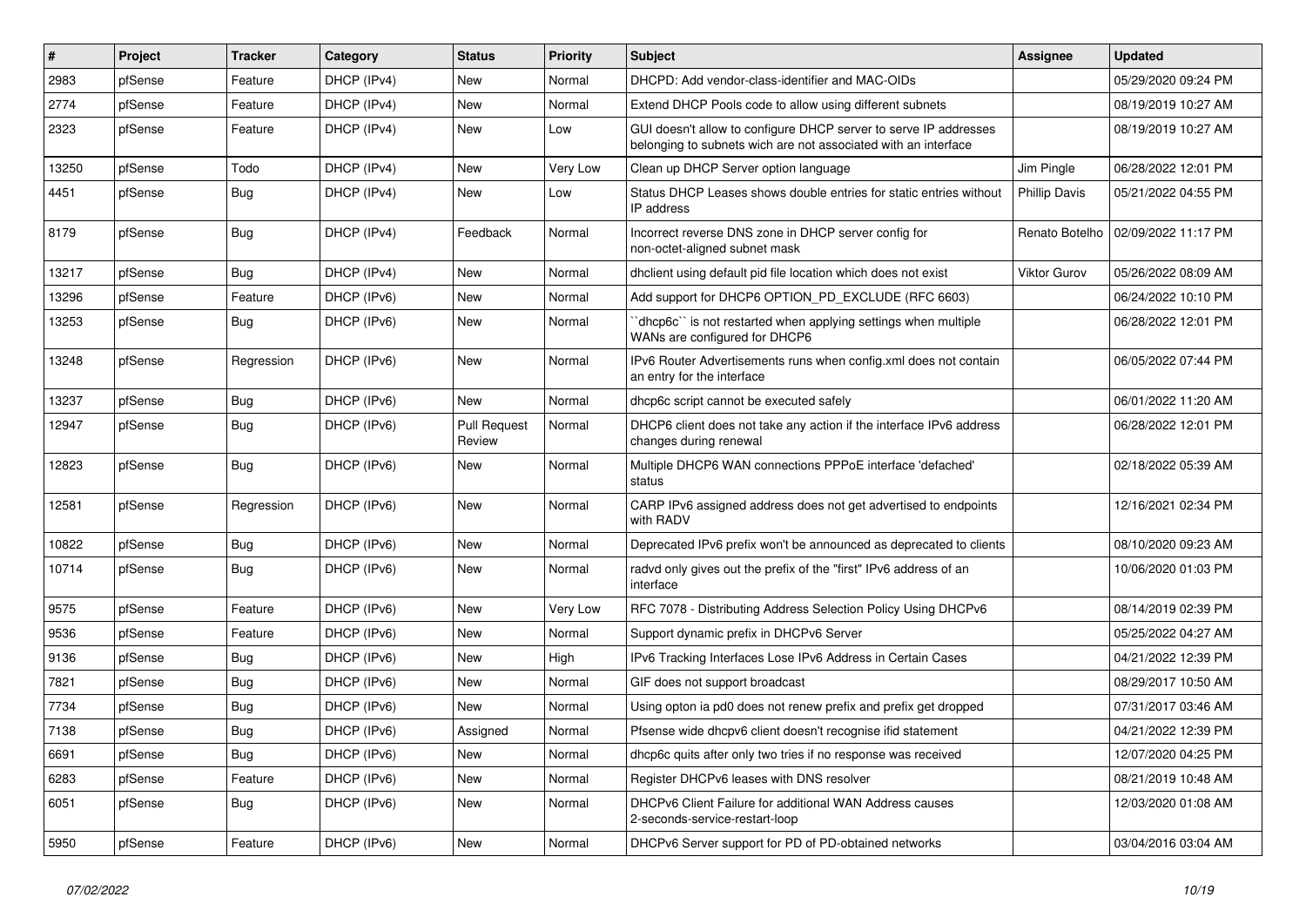| # | Project | Tracker | Category | Status | Priority | Subject | Assignee | Updated |
|---|---|---|---|---|---|---|---|---|
| 2983 | pfSense | Feature | DHCP (IPv4) | New | Normal | DHCPD: Add vendor-class-identifier and MAC-OIDs | | 05/29/2020 09:24 PM |
| 2774 | pfSense | Feature | DHCP (IPv4) | New | Normal | Extend DHCP Pools code to allow using different subnets | | 08/19/2019 10:27 AM |
| 2323 | pfSense | Feature | DHCP (IPv4) | New | Low | GUI doesn't allow to configure DHCP server to serve IP addresses belonging to subnets wich are not associated with an interface | | 08/19/2019 10:27 AM |
| 13250 | pfSense | Todo | DHCP (IPv4) | New | Very Low | Clean up DHCP Server option language | Jim Pingle | 06/28/2022 12:01 PM |
| 4451 | pfSense | Bug | DHCP (IPv4) | New | Low | Status DHCP Leases shows double entries for static entries without IP address | Phillip Davis | 05/21/2022 04:55 PM |
| 8179 | pfSense | Bug | DHCP (IPv4) | Feedback | Normal | Incorrect reverse DNS zone in DHCP server config for non-octet-aligned subnet mask | Renato Botelho | 02/09/2022 11:17 PM |
| 13217 | pfSense | Bug | DHCP (IPv4) | New | Normal | dhclient using default pid file location which does not exist | Viktor Gurov | 05/26/2022 08:09 AM |
| 13296 | pfSense | Feature | DHCP (IPv6) | New | Normal | Add support for DHCP6 OPTION_PD_EXCLUDE (RFC 6603) | | 06/24/2022 10:10 PM |
| 13253 | pfSense | Bug | DHCP (IPv6) | New | Normal | ``dhcp6c`` is not restarted when applying settings when multiple WANs are configured for DHCP6 | | 06/28/2022 12:01 PM |
| 13248 | pfSense | Regression | DHCP (IPv6) | New | Normal | IPv6 Router Advertisements runs when config.xml does not contain an entry for the interface | | 06/05/2022 07:44 PM |
| 13237 | pfSense | Bug | DHCP (IPv6) | New | Normal | dhcp6c script cannot be executed safely | | 06/01/2022 11:20 AM |
| 12947 | pfSense | Bug | DHCP (IPv6) | Pull Request Review | Normal | DHCP6 client does not take any action if the interface IPv6 address changes during renewal | | 06/28/2022 12:01 PM |
| 12823 | pfSense | Bug | DHCP (IPv6) | New | Normal | Multiple DHCP6 WAN connections PPPoE interface 'defached' status | | 02/18/2022 05:39 AM |
| 12581 | pfSense | Regression | DHCP (IPv6) | New | Normal | CARP IPv6 assigned address does not get advertised to endpoints with RADV | | 12/16/2021 02:34 PM |
| 10822 | pfSense | Bug | DHCP (IPv6) | New | Normal | Deprecated IPv6 prefix won't be announced as deprecated to clients | | 08/10/2020 09:23 AM |
| 10714 | pfSense | Bug | DHCP (IPv6) | New | Normal | radvd only gives out the prefix of the "first" IPv6 address of an interface | | 10/06/2020 01:03 PM |
| 9575 | pfSense | Feature | DHCP (IPv6) | New | Very Low | RFC 7078 - Distributing Address Selection Policy Using DHCPv6 | | 08/14/2019 02:39 PM |
| 9536 | pfSense | Feature | DHCP (IPv6) | New | Normal | Support dynamic prefix in DHCPv6 Server | | 05/25/2022 04:27 AM |
| 9136 | pfSense | Bug | DHCP (IPv6) | New | High | IPv6 Tracking Interfaces Lose IPv6 Address in Certain Cases | | 04/21/2022 12:39 PM |
| 7821 | pfSense | Bug | DHCP (IPv6) | New | Normal | GIF does not support broadcast | | 08/29/2017 10:50 AM |
| 7734 | pfSense | Bug | DHCP (IPv6) | New | Normal | Using opton ia pd0 does not renew prefix and prefix get dropped | | 07/31/2017 03:46 AM |
| 7138 | pfSense | Bug | DHCP (IPv6) | Assigned | Normal | Pfsense wide dhcpv6 client doesn't recognise ifid statement | | 04/21/2022 12:39 PM |
| 6691 | pfSense | Bug | DHCP (IPv6) | New | Normal | dhcp6c quits after only two tries if no response was received | | 12/07/2020 04:25 PM |
| 6283 | pfSense | Feature | DHCP (IPv6) | New | Normal | Register DHCPv6 leases with DNS resolver | | 08/21/2019 10:48 AM |
| 6051 | pfSense | Bug | DHCP (IPv6) | New | Normal | DHCPv6 Client Failure for additional WAN Address causes 2-seconds-service-restart-loop | | 12/03/2020 01:08 AM |
| 5950 | pfSense | Feature | DHCP (IPv6) | New | Normal | DHCPv6 Server support for PD of PD-obtained networks | | 03/04/2016 03:04 AM |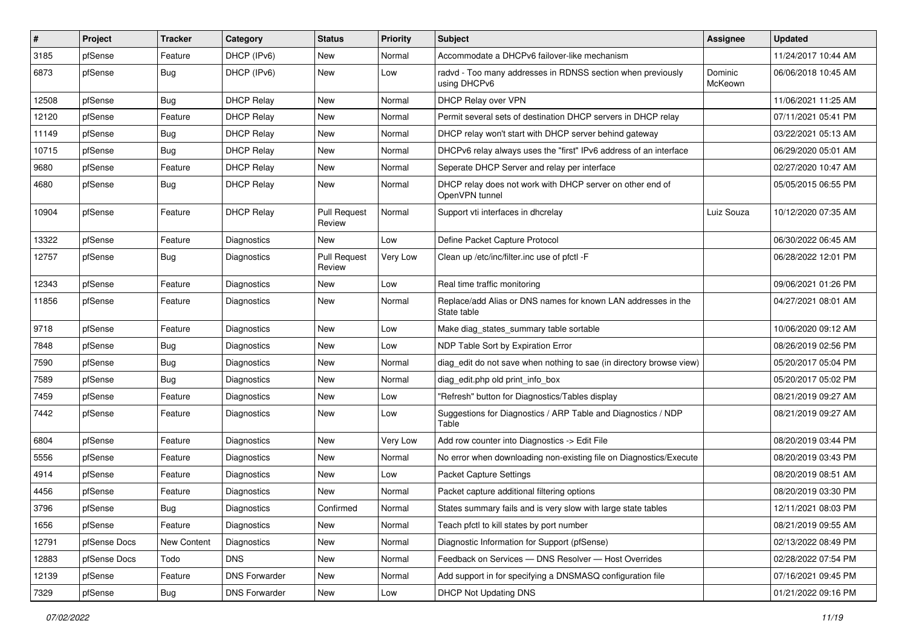| # | Project | Tracker | Category | Status | Priority | Subject | Assignee | Updated |
|---|---|---|---|---|---|---|---|---|
| 3185 | pfSense | Feature | DHCP (IPv6) | New | Normal | Accommodate a DHCPv6 failover-like mechanism | | 11/24/2017 10:44 AM |
| 6873 | pfSense | Bug | DHCP (IPv6) | New | Low | radvd - Too many addresses in RDNSS section when previously using DHCPv6 | Dominic McKeown | 06/06/2018 10:45 AM |
| 12508 | pfSense | Bug | DHCP Relay | New | Normal | DHCP Relay over VPN | | 11/06/2021 11:25 AM |
| 12120 | pfSense | Feature | DHCP Relay | New | Normal | Permit several sets of destination DHCP servers in DHCP relay | | 07/11/2021 05:41 PM |
| 11149 | pfSense | Bug | DHCP Relay | New | Normal | DHCP relay won't start with DHCP server behind gateway | | 03/22/2021 05:13 AM |
| 10715 | pfSense | Bug | DHCP Relay | New | Normal | DHCPv6 relay always uses the "first" IPv6 address of an interface | | 06/29/2020 05:01 AM |
| 9680 | pfSense | Feature | DHCP Relay | New | Normal | Seperate DHCP Server and relay per interface | | 02/27/2020 10:47 AM |
| 4680 | pfSense | Bug | DHCP Relay | New | Normal | DHCP relay does not work with DHCP server on other end of OpenVPN tunnel | | 05/05/2015 06:55 PM |
| 10904 | pfSense | Feature | DHCP Relay | Pull Request Review | Normal | Support vti interfaces in dhcrelay | Luiz Souza | 10/12/2020 07:35 AM |
| 13322 | pfSense | Feature | Diagnostics | New | Low | Define Packet Capture Protocol | | 06/30/2022 06:45 AM |
| 12757 | pfSense | Bug | Diagnostics | Pull Request Review | Very Low | Clean up /etc/inc/filter.inc use of pfctl -F | | 06/28/2022 12:01 PM |
| 12343 | pfSense | Feature | Diagnostics | New | Low | Real time traffic monitoring | | 09/06/2021 01:26 PM |
| 11856 | pfSense | Feature | Diagnostics | New | Normal | Replace/add Alias or DNS names for known LAN addresses in the State table | | 04/27/2021 08:01 AM |
| 9718 | pfSense | Feature | Diagnostics | New | Low | Make diag_states_summary table sortable | | 10/06/2020 09:12 AM |
| 7848 | pfSense | Bug | Diagnostics | New | Low | NDP Table Sort by Expiration Error | | 08/26/2019 02:56 PM |
| 7590 | pfSense | Bug | Diagnostics | New | Normal | diag_edit do not save when nothing to sae (in directory browse view) | | 05/20/2017 05:04 PM |
| 7589 | pfSense | Bug | Diagnostics | New | Normal | diag_edit.php old print_info_box | | 05/20/2017 05:02 PM |
| 7459 | pfSense | Feature | Diagnostics | New | Low | "Refresh" button for Diagnostics/Tables display | | 08/21/2019 09:27 AM |
| 7442 | pfSense | Feature | Diagnostics | New | Low | Suggestions for Diagnostics / ARP Table and Diagnostics / NDP Table | | 08/21/2019 09:27 AM |
| 6804 | pfSense | Feature | Diagnostics | New | Very Low | Add row counter into Diagnostics -> Edit File | | 08/20/2019 03:44 PM |
| 5556 | pfSense | Feature | Diagnostics | New | Normal | No error when downloading non-existing file on Diagnostics/Execute | | 08/20/2019 03:43 PM |
| 4914 | pfSense | Feature | Diagnostics | New | Low | Packet Capture Settings | | 08/20/2019 08:51 AM |
| 4456 | pfSense | Feature | Diagnostics | New | Normal | Packet capture additional filtering options | | 08/20/2019 03:30 PM |
| 3796 | pfSense | Bug | Diagnostics | Confirmed | Normal | States summary fails and is very slow with large state tables | | 12/11/2021 08:03 PM |
| 1656 | pfSense | Feature | Diagnostics | New | Normal | Teach pfctl to kill states by port number | | 08/21/2019 09:55 AM |
| 12791 | pfSense Docs | New Content | Diagnostics | New | Normal | Diagnostic Information for Support (pfSense) | | 02/13/2022 08:49 PM |
| 12883 | pfSense Docs | Todo | DNS | New | Normal | Feedback on Services — DNS Resolver — Host Overrides | | 02/28/2022 07:54 PM |
| 12139 | pfSense | Feature | DNS Forwarder | New | Normal | Add support in for specifying a DNSMASQ configuration file | | 07/16/2021 09:45 PM |
| 7329 | pfSense | Bug | DNS Forwarder | New | Low | DHCP Not Updating DNS | | 01/21/2022 09:16 PM |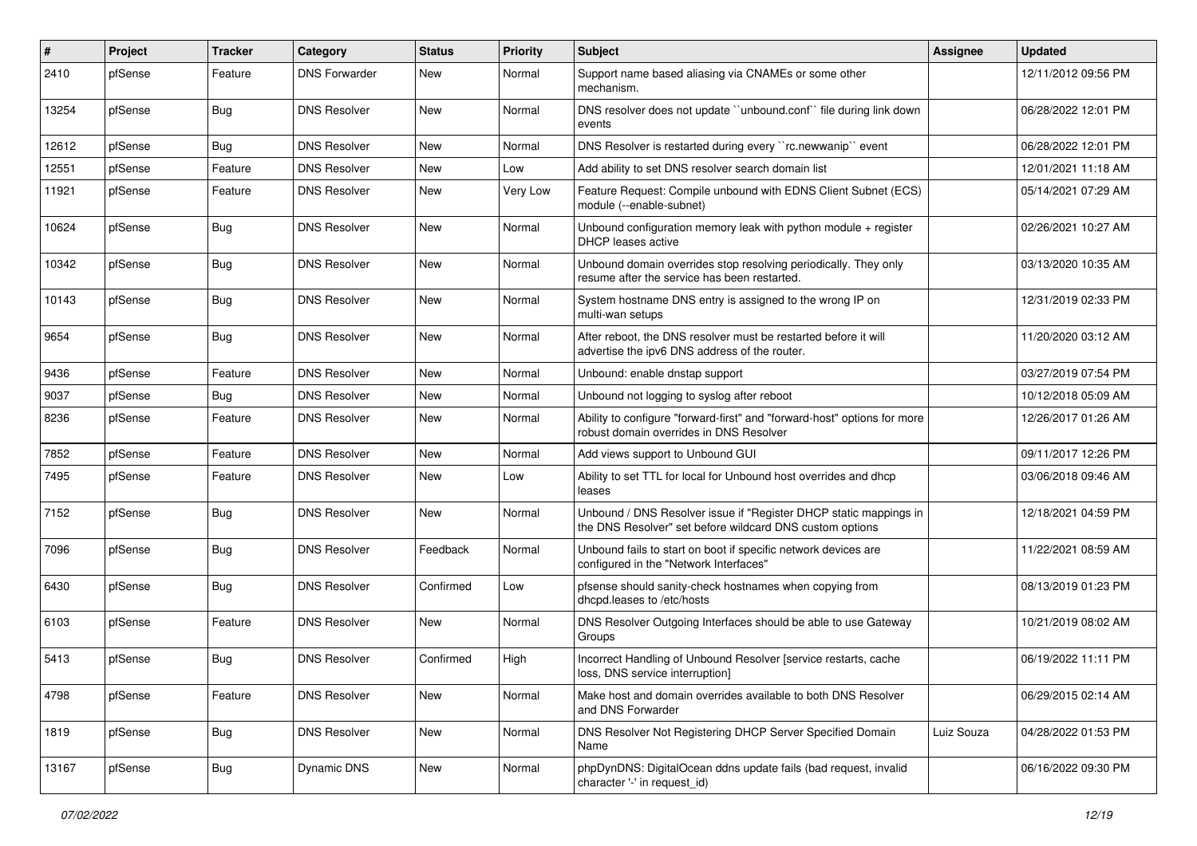| # | Project | Tracker | Category | Status | Priority | Subject | Assignee | Updated |
|---|---|---|---|---|---|---|---|---|
| 2410 | pfSense | Feature | DNS Forwarder | New | Normal | Support name based aliasing via CNAMEs or some other mechanism. | | 12/11/2012 09:56 PM |
| 13254 | pfSense | Bug | DNS Resolver | New | Normal | DNS resolver does not update ``unbound.conf`` file during link down events | | 06/28/2022 12:01 PM |
| 12612 | pfSense | Bug | DNS Resolver | New | Normal | DNS Resolver is restarted during every ``rc.newwanip`` event | | 06/28/2022 12:01 PM |
| 12551 | pfSense | Feature | DNS Resolver | New | Low | Add ability to set DNS resolver search domain list | | 12/01/2021 11:18 AM |
| 11921 | pfSense | Feature | DNS Resolver | New | Very Low | Feature Request: Compile unbound with EDNS Client Subnet (ECS) module (--enable-subnet) | | 05/14/2021 07:29 AM |
| 10624 | pfSense | Bug | DNS Resolver | New | Normal | Unbound configuration memory leak with python module + register DHCP leases active | | 02/26/2021 10:27 AM |
| 10342 | pfSense | Bug | DNS Resolver | New | Normal | Unbound domain overrides stop resolving periodically. They only resume after the service has been restarted. | | 03/13/2020 10:35 AM |
| 10143 | pfSense | Bug | DNS Resolver | New | Normal | System hostname DNS entry is assigned to the wrong IP on multi-wan setups | | 12/31/2019 02:33 PM |
| 9654 | pfSense | Bug | DNS Resolver | New | Normal | After reboot, the DNS resolver must be restarted before it will advertise the ipv6 DNS address of the router. | | 11/20/2020 03:12 AM |
| 9436 | pfSense | Feature | DNS Resolver | New | Normal | Unbound: enable dnstap support | | 03/27/2019 07:54 PM |
| 9037 | pfSense | Bug | DNS Resolver | New | Normal | Unbound not logging to syslog after reboot | | 10/12/2018 05:09 AM |
| 8236 | pfSense | Feature | DNS Resolver | New | Normal | Ability to configure "forward-first" and "forward-host" options for more robust domain overrides in DNS Resolver | | 12/26/2017 01:26 AM |
| 7852 | pfSense | Feature | DNS Resolver | New | Normal | Add views support to Unbound GUI | | 09/11/2017 12:26 PM |
| 7495 | pfSense | Feature | DNS Resolver | New | Low | Ability to set TTL for local for Unbound host overrides and dhcp leases | | 03/06/2018 09:46 AM |
| 7152 | pfSense | Bug | DNS Resolver | New | Normal | Unbound / DNS Resolver issue if "Register DHCP static mappings in the DNS Resolver" set before wildcard DNS custom options | | 12/18/2021 04:59 PM |
| 7096 | pfSense | Bug | DNS Resolver | Feedback | Normal | Unbound fails to start on boot if specific network devices are configured in the "Network Interfaces" | | 11/22/2021 08:59 AM |
| 6430 | pfSense | Bug | DNS Resolver | Confirmed | Low | pfsense should sanity-check hostnames when copying from dhcpd.leases to /etc/hosts | | 08/13/2019 01:23 PM |
| 6103 | pfSense | Feature | DNS Resolver | New | Normal | DNS Resolver Outgoing Interfaces should be able to use Gateway Groups | | 10/21/2019 08:02 AM |
| 5413 | pfSense | Bug | DNS Resolver | Confirmed | High | Incorrect Handling of Unbound Resolver [service restarts, cache loss, DNS service interruption] | | 06/19/2022 11:11 PM |
| 4798 | pfSense | Feature | DNS Resolver | New | Normal | Make host and domain overrides available to both DNS Resolver and DNS Forwarder | | 06/29/2015 02:14 AM |
| 1819 | pfSense | Bug | DNS Resolver | New | Normal | DNS Resolver Not Registering DHCP Server Specified Domain Name | Luiz Souza | 04/28/2022 01:53 PM |
| 13167 | pfSense | Bug | Dynamic DNS | New | Normal | phpDynDNS: DigitalOcean ddns update fails (bad request, invalid character '-' in request_id) | | 06/16/2022 09:30 PM |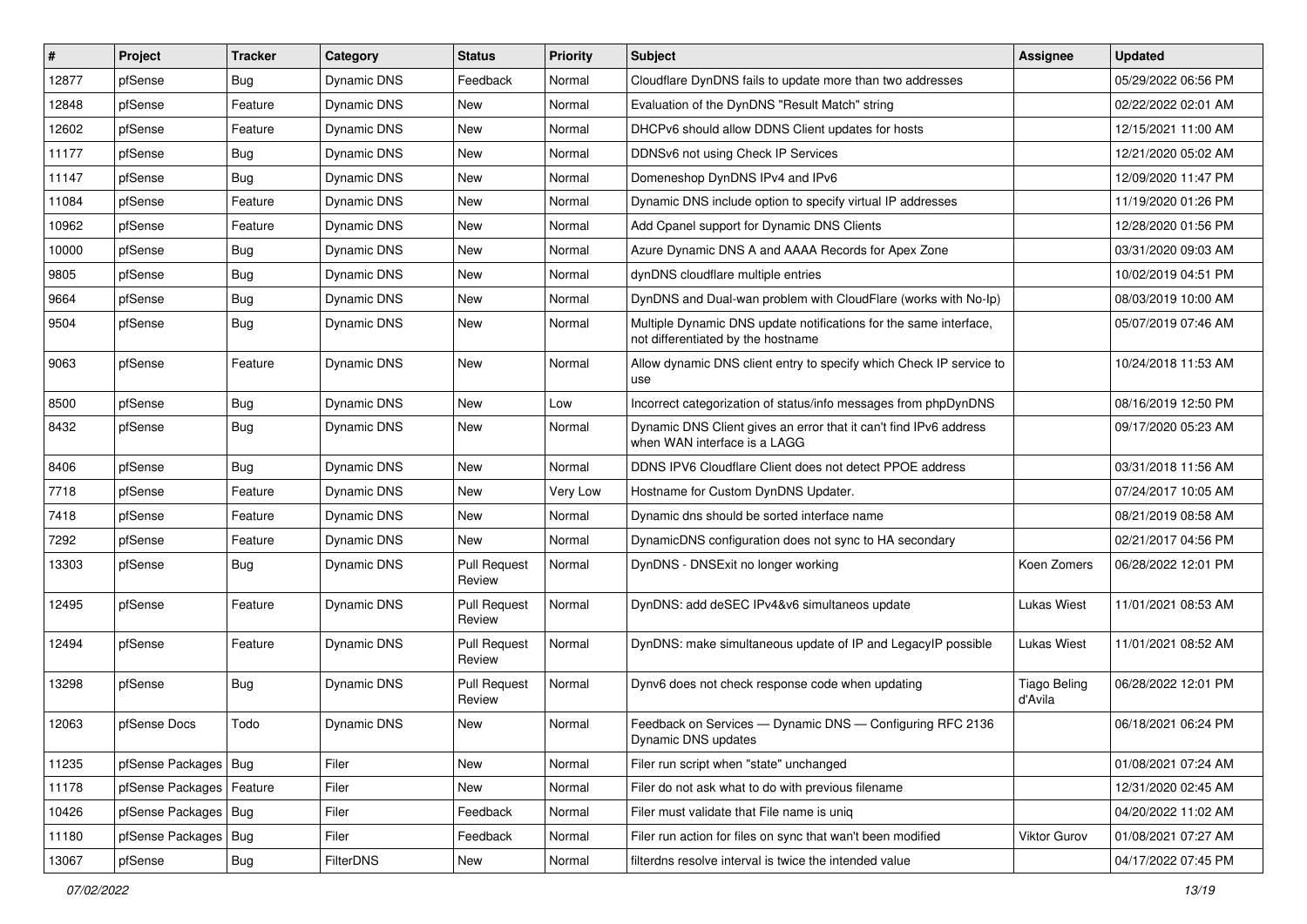| # | Project | Tracker | Category | Status | Priority | Subject | Assignee | Updated |
|---|---|---|---|---|---|---|---|---|
| 12877 | pfSense | Bug | Dynamic DNS | Feedback | Normal | Cloudflare DynDNS fails to update more than two addresses | | 05/29/2022 06:56 PM |
| 12848 | pfSense | Feature | Dynamic DNS | New | Normal | Evaluation of the DynDNS "Result Match" string | | 02/22/2022 02:01 AM |
| 12602 | pfSense | Feature | Dynamic DNS | New | Normal | DHCPv6 should allow DDNS Client updates for hosts | | 12/15/2021 11:00 AM |
| 11177 | pfSense | Bug | Dynamic DNS | New | Normal | DDNSv6 not using Check IP Services | | 12/21/2020 05:02 AM |
| 11147 | pfSense | Bug | Dynamic DNS | New | Normal | Domeneshop DynDNS IPv4 and IPv6 | | 12/09/2020 11:47 PM |
| 11084 | pfSense | Feature | Dynamic DNS | New | Normal | Dynamic DNS include option to specify virtual IP addresses | | 11/19/2020 01:26 PM |
| 10962 | pfSense | Feature | Dynamic DNS | New | Normal | Add Cpanel support for Dynamic DNS Clients | | 12/28/2020 01:56 PM |
| 10000 | pfSense | Bug | Dynamic DNS | New | Normal | Azure Dynamic DNS A and AAAA Records for Apex Zone | | 03/31/2020 09:03 AM |
| 9805 | pfSense | Bug | Dynamic DNS | New | Normal | dynDNS cloudflare multiple entries | | 10/02/2019 04:51 PM |
| 9664 | pfSense | Bug | Dynamic DNS | New | Normal | DynDNS and Dual-wan problem with CloudFlare (works with No-Ip) | | 08/03/2019 10:00 AM |
| 9504 | pfSense | Bug | Dynamic DNS | New | Normal | Multiple Dynamic DNS update notifications for the same interface, not differentiated by the hostname | | 05/07/2019 07:46 AM |
| 9063 | pfSense | Feature | Dynamic DNS | New | Normal | Allow dynamic DNS client entry to specify which Check IP service to use | | 10/24/2018 11:53 AM |
| 8500 | pfSense | Bug | Dynamic DNS | New | Low | Incorrect categorization of status/info messages from phpDynDNS | | 08/16/2019 12:50 PM |
| 8432 | pfSense | Bug | Dynamic DNS | New | Normal | Dynamic DNS Client gives an error that it can't find IPv6 address when WAN interface is a LAGG | | 09/17/2020 05:23 AM |
| 8406 | pfSense | Bug | Dynamic DNS | New | Normal | DDNS IPV6 Cloudflare Client does not detect PPOE address | | 03/31/2018 11:56 AM |
| 7718 | pfSense | Feature | Dynamic DNS | New | Very Low | Hostname for Custom DynDNS Updater. | | 07/24/2017 10:05 AM |
| 7418 | pfSense | Feature | Dynamic DNS | New | Normal | Dynamic dns should be sorted interface name | | 08/21/2019 08:58 AM |
| 7292 | pfSense | Feature | Dynamic DNS | New | Normal | DynamicDNS configuration does not sync to HA secondary | | 02/21/2017 04:56 PM |
| 13303 | pfSense | Bug | Dynamic DNS | Pull Request Review | Normal | DynDNS - DNSExit no longer working | Koen Zomers | 06/28/2022 12:01 PM |
| 12495 | pfSense | Feature | Dynamic DNS | Pull Request Review | Normal | DynDNS: add deSEC IPv4&v6 simultaneos update | Lukas Wiest | 11/01/2021 08:53 AM |
| 12494 | pfSense | Feature | Dynamic DNS | Pull Request Review | Normal | DynDNS: make simultaneous update of IP and LegacyIP possible | Lukas Wiest | 11/01/2021 08:52 AM |
| 13298 | pfSense | Bug | Dynamic DNS | Pull Request Review | Normal | Dynv6 does not check response code when updating | Tiago Beling d'Avila | 06/28/2022 12:01 PM |
| 12063 | pfSense Docs | Todo | Dynamic DNS | New | Normal | Feedback on Services — Dynamic DNS — Configuring RFC 2136 Dynamic DNS updates | | 06/18/2021 06:24 PM |
| 11235 | pfSense Packages | Bug | Filer | New | Normal | Filer run script when "state" unchanged | | 01/08/2021 07:24 AM |
| 11178 | pfSense Packages | Feature | Filer | New | Normal | Filer do not ask what to do with previous filename | | 12/31/2020 02:45 AM |
| 10426 | pfSense Packages | Bug | Filer | Feedback | Normal | Filer must validate that File name is uniq | | 04/20/2022 11:02 AM |
| 11180 | pfSense Packages | Bug | Filer | Feedback | Normal | Filer run action for files on sync that wan't been modified | Viktor Gurov | 01/08/2021 07:27 AM |
| 13067 | pfSense | Bug | FilterDNS | New | Normal | filterdns resolve interval is twice the intended value | | 04/17/2022 07:45 PM |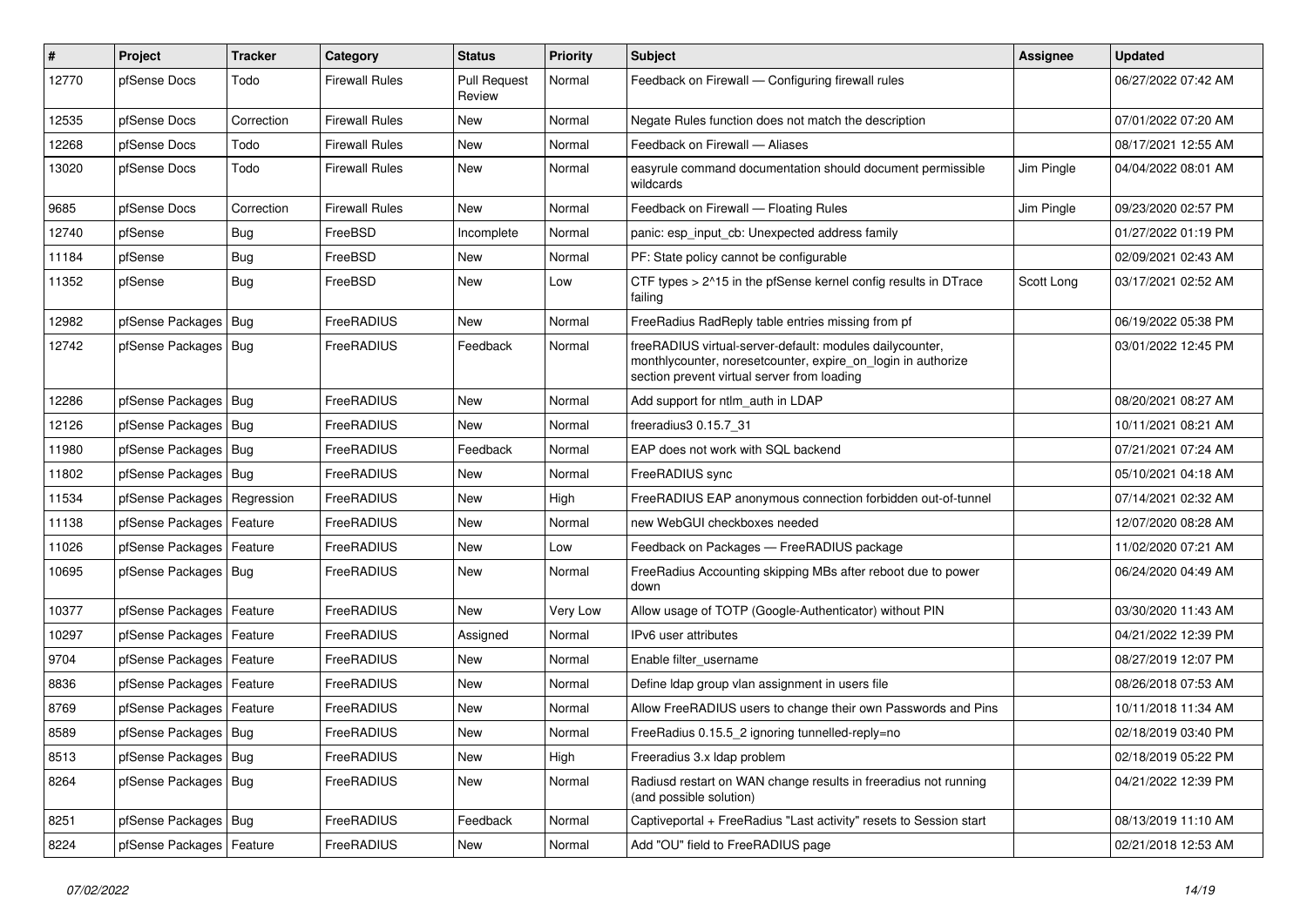| # | Project | Tracker | Category | Status | Priority | Subject | Assignee | Updated |
|---|---|---|---|---|---|---|---|---|
| 12770 | pfSense Docs | Todo | Firewall Rules | Pull Request Review | Normal | Feedback on Firewall — Configuring firewall rules | | 06/27/2022 07:42 AM |
| 12535 | pfSense Docs | Correction | Firewall Rules | New | Normal | Negate Rules function does not match the description | | 07/01/2022 07:20 AM |
| 12268 | pfSense Docs | Todo | Firewall Rules | New | Normal | Feedback on Firewall — Aliases | | 08/17/2021 12:55 AM |
| 13020 | pfSense Docs | Todo | Firewall Rules | New | Normal | easyrule command documentation should document permissible wildcards | Jim Pingle | 04/04/2022 08:01 AM |
| 9685 | pfSense Docs | Correction | Firewall Rules | New | Normal | Feedback on Firewall — Floating Rules | Jim Pingle | 09/23/2020 02:57 PM |
| 12740 | pfSense | Bug | FreeBSD | Incomplete | Normal | panic: esp_input_cb: Unexpected address family | | 01/27/2022 01:19 PM |
| 11184 | pfSense | Bug | FreeBSD | New | Normal | PF: State policy cannot be configurable | | 02/09/2021 02:43 AM |
| 11352 | pfSense | Bug | FreeBSD | New | Low | CTF types > 2^15 in the pfSense kernel config results in DTrace failing | Scott Long | 03/17/2021 02:52 AM |
| 12982 | pfSense Packages | Bug | FreeRADIUS | New | Normal | FreeRadius RadReply table entries missing from pf | | 06/19/2022 05:38 PM |
| 12742 | pfSense Packages | Bug | FreeRADIUS | Feedback | Normal | freeRADIUS virtual-server-default: modules dailycounter, monthlycounter, noresetcounter, expire_on_login in authorize section prevent virtual server from loading | | 03/01/2022 12:45 PM |
| 12286 | pfSense Packages | Bug | FreeRADIUS | New | Normal | Add support for ntlm_auth in LDAP | | 08/20/2021 08:27 AM |
| 12126 | pfSense Packages | Bug | FreeRADIUS | New | Normal | freeradius3 0.15.7_31 | | 10/11/2021 08:21 AM |
| 11980 | pfSense Packages | Bug | FreeRADIUS | Feedback | Normal | EAP does not work with SQL backend | | 07/21/2021 07:24 AM |
| 11802 | pfSense Packages | Bug | FreeRADIUS | New | Normal | FreeRADIUS sync | | 05/10/2021 04:18 AM |
| 11534 | pfSense Packages | Regression | FreeRADIUS | New | High | FreeRADIUS EAP anonymous connection forbidden out-of-tunnel | | 07/14/2021 02:32 AM |
| 11138 | pfSense Packages | Feature | FreeRADIUS | New | Normal | new WebGUI checkboxes needed | | 12/07/2020 08:28 AM |
| 11026 | pfSense Packages | Feature | FreeRADIUS | New | Low | Feedback on Packages — FreeRADIUS package | | 11/02/2020 07:21 AM |
| 10695 | pfSense Packages | Bug | FreeRADIUS | New | Normal | FreeRadius Accounting skipping MBs after reboot due to power down | | 06/24/2020 04:49 AM |
| 10377 | pfSense Packages | Feature | FreeRADIUS | New | Very Low | Allow usage of TOTP (Google-Authenticator) without PIN | | 03/30/2020 11:43 AM |
| 10297 | pfSense Packages | Feature | FreeRADIUS | Assigned | Normal | IPv6 user attributes | | 04/21/2022 12:39 PM |
| 9704 | pfSense Packages | Feature | FreeRADIUS | New | Normal | Enable filter_username | | 08/27/2019 12:07 PM |
| 8836 | pfSense Packages | Feature | FreeRADIUS | New | Normal | Define ldap group vlan assignment in users file | | 08/26/2018 07:53 AM |
| 8769 | pfSense Packages | Feature | FreeRADIUS | New | Normal | Allow FreeRADIUS users to change their own Passwords and Pins | | 10/11/2018 11:34 AM |
| 8589 | pfSense Packages | Bug | FreeRADIUS | New | Normal | FreeRadius 0.15.5_2 ignoring tunnelled-reply=no | | 02/18/2019 03:40 PM |
| 8513 | pfSense Packages | Bug | FreeRADIUS | New | High | Freeradius 3.x ldap problem | | 02/18/2019 05:22 PM |
| 8264 | pfSense Packages | Bug | FreeRADIUS | New | Normal | Radiusd restart on WAN change results in freeradius not running (and possible solution) | | 04/21/2022 12:39 PM |
| 8251 | pfSense Packages | Bug | FreeRADIUS | Feedback | Normal | Captiveportal + FreeRadius "Last activity" resets to Session start | | 08/13/2019 11:10 AM |
| 8224 | pfSense Packages | Feature | FreeRADIUS | New | Normal | Add "OU" field to FreeRADIUS page | | 02/21/2018 12:53 AM |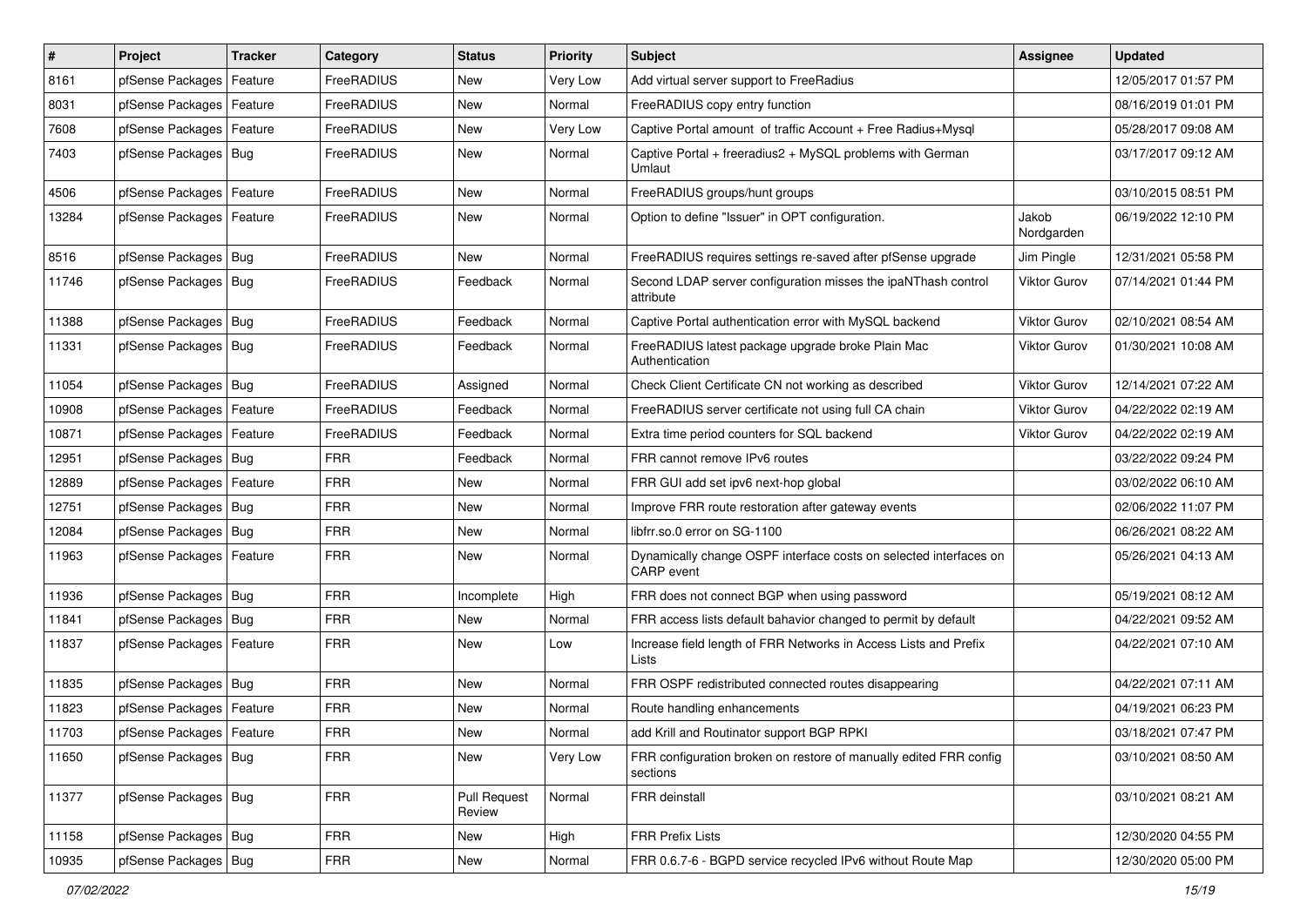| # | Project | Tracker | Category | Status | Priority | Subject | Assignee | Updated |
|---|---|---|---|---|---|---|---|---|
| 8161 | pfSense Packages | Feature | FreeRADIUS | New | Very Low | Add virtual server support to FreeRadius | | 12/05/2017 01:57 PM |
| 8031 | pfSense Packages | Feature | FreeRADIUS | New | Normal | FreeRADIUS copy entry function | | 08/16/2019 01:01 PM |
| 7608 | pfSense Packages | Feature | FreeRADIUS | New | Very Low | Captive Portal amount of traffic Account + Free Radius+Mysql | | 05/28/2017 09:08 AM |
| 7403 | pfSense Packages | Bug | FreeRADIUS | New | Normal | Captive Portal + freeradius2 + MySQL problems with German Umlaut | | 03/17/2017 09:12 AM |
| 4506 | pfSense Packages | Feature | FreeRADIUS | New | Normal | FreeRADIUS groups/hunt groups | | 03/10/2015 08:51 PM |
| 13284 | pfSense Packages | Feature | FreeRADIUS | New | Normal | Option to define "Issuer" in OPT configuration. | Jakob Nordgarden | 06/19/2022 12:10 PM |
| 8516 | pfSense Packages | Bug | FreeRADIUS | New | Normal | FreeRADIUS requires settings re-saved after pfSense upgrade | Jim Pingle | 12/31/2021 05:58 PM |
| 11746 | pfSense Packages | Bug | FreeRADIUS | Feedback | Normal | Second LDAP server configuration misses the ipaNThash control attribute | Viktor Gurov | 07/14/2021 01:44 PM |
| 11388 | pfSense Packages | Bug | FreeRADIUS | Feedback | Normal | Captive Portal authentication error with MySQL backend | Viktor Gurov | 02/10/2021 08:54 AM |
| 11331 | pfSense Packages | Bug | FreeRADIUS | Feedback | Normal | FreeRADIUS latest package upgrade broke Plain Mac Authentication | Viktor Gurov | 01/30/2021 10:08 AM |
| 11054 | pfSense Packages | Bug | FreeRADIUS | Assigned | Normal | Check Client Certificate CN not working as described | Viktor Gurov | 12/14/2021 07:22 AM |
| 10908 | pfSense Packages | Feature | FreeRADIUS | Feedback | Normal | FreeRADIUS server certificate not using full CA chain | Viktor Gurov | 04/22/2022 02:19 AM |
| 10871 | pfSense Packages | Feature | FreeRADIUS | Feedback | Normal | Extra time period counters for SQL backend | Viktor Gurov | 04/22/2022 02:19 AM |
| 12951 | pfSense Packages | Bug | FRR | Feedback | Normal | FRR cannot remove IPv6 routes | | 03/22/2022 09:24 PM |
| 12889 | pfSense Packages | Feature | FRR | New | Normal | FRR GUI add set ipv6 next-hop global | | 03/02/2022 06:10 AM |
| 12751 | pfSense Packages | Bug | FRR | New | Normal | Improve FRR route restoration after gateway events | | 02/06/2022 11:07 PM |
| 12084 | pfSense Packages | Bug | FRR | New | Normal | libfrr.so.0 error on SG-1100 | | 06/26/2021 08:22 AM |
| 11963 | pfSense Packages | Feature | FRR | New | Normal | Dynamically change OSPF interface costs on selected interfaces on CARP event | | 05/26/2021 04:13 AM |
| 11936 | pfSense Packages | Bug | FRR | Incomplete | High | FRR does not connect BGP when using password | | 05/19/2021 08:12 AM |
| 11841 | pfSense Packages | Bug | FRR | New | Normal | FRR access lists default bahavior changed to permit by default | | 04/22/2021 09:52 AM |
| 11837 | pfSense Packages | Feature | FRR | New | Low | Increase field length of FRR Networks in Access Lists and Prefix Lists | | 04/22/2021 07:10 AM |
| 11835 | pfSense Packages | Bug | FRR | New | Normal | FRR OSPF redistributed connected routes disappearing | | 04/22/2021 07:11 AM |
| 11823 | pfSense Packages | Feature | FRR | New | Normal | Route handling enhancements | | 04/19/2021 06:23 PM |
| 11703 | pfSense Packages | Feature | FRR | New | Normal | add Krill and Routinator support BGP RPKI | | 03/18/2021 07:47 PM |
| 11650 | pfSense Packages | Bug | FRR | New | Very Low | FRR configuration broken on restore of manually edited FRR config sections | | 03/10/2021 08:50 AM |
| 11377 | pfSense Packages | Bug | FRR | Pull Request Review | Normal | FRR deinstall | | 03/10/2021 08:21 AM |
| 11158 | pfSense Packages | Bug | FRR | New | High | FRR Prefix Lists | | 12/30/2020 04:55 PM |
| 10935 | pfSense Packages | Bug | FRR | New | Normal | FRR 0.6.7-6 - BGPD service recycled IPv6 without Route Map | | 12/30/2020 05:00 PM |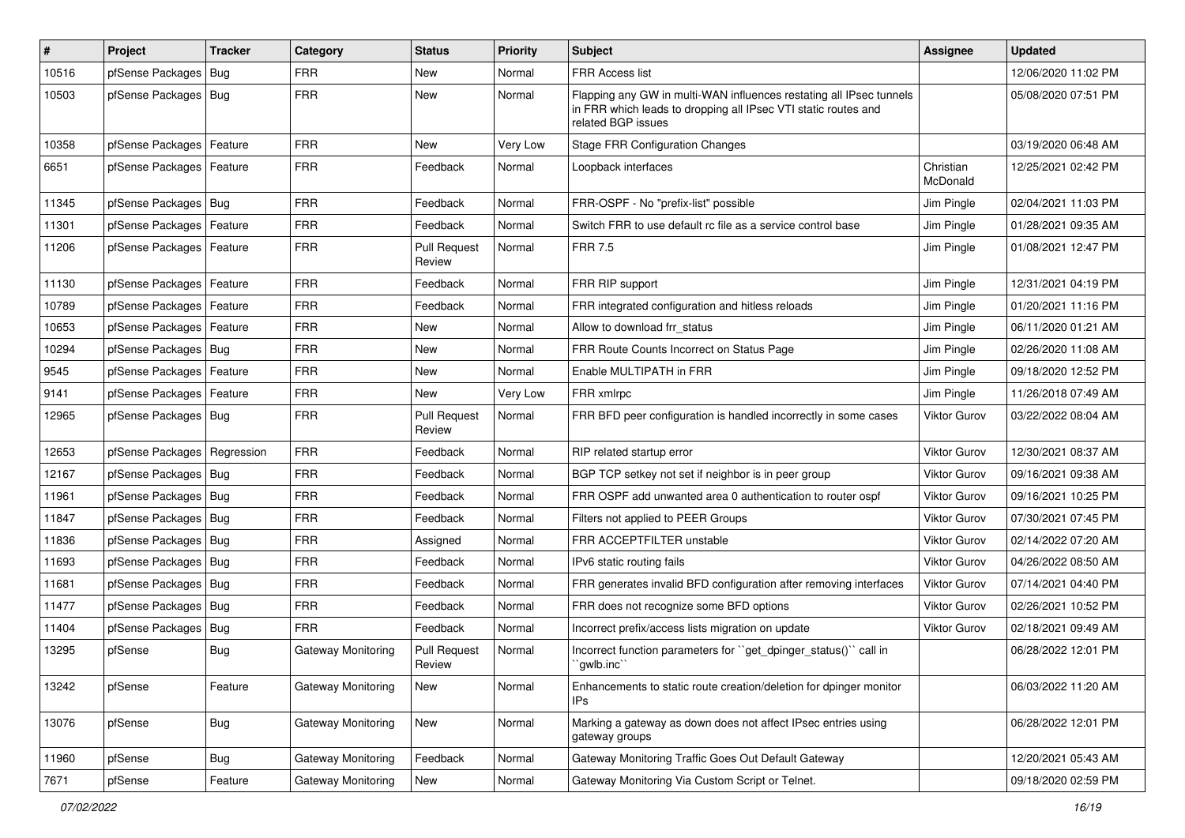| # | Project | Tracker | Category | Status | Priority | Subject | Assignee | Updated |
|---|---|---|---|---|---|---|---|---|
| 10516 | pfSense Packages | Bug | FRR | New | Normal | FRR Access list | | 12/06/2020 11:02 PM |
| 10503 | pfSense Packages | Bug | FRR | New | Normal | Flapping any GW in multi-WAN influences restating all IPsec tunnels in FRR which leads to dropping all IPsec VTI static routes and related BGP issues | | 05/08/2020 07:51 PM |
| 10358 | pfSense Packages | Feature | FRR | New | Very Low | Stage FRR Configuration Changes | | 03/19/2020 06:48 AM |
| 6651 | pfSense Packages | Feature | FRR | Feedback | Normal | Loopback interfaces | Christian McDonald | 12/25/2021 02:42 PM |
| 11345 | pfSense Packages | Bug | FRR | Feedback | Normal | FRR-OSPF - No "prefix-list" possible | Jim Pingle | 02/04/2021 11:03 PM |
| 11301 | pfSense Packages | Feature | FRR | Feedback | Normal | Switch FRR to use default rc file as a service control base | Jim Pingle | 01/28/2021 09:35 AM |
| 11206 | pfSense Packages | Feature | FRR | Pull Request Review | Normal | FRR 7.5 | Jim Pingle | 01/08/2021 12:47 PM |
| 11130 | pfSense Packages | Feature | FRR | Feedback | Normal | FRR RIP support | Jim Pingle | 12/31/2021 04:19 PM |
| 10789 | pfSense Packages | Feature | FRR | Feedback | Normal | FRR integrated configuration and hitless reloads | Jim Pingle | 01/20/2021 11:16 PM |
| 10653 | pfSense Packages | Feature | FRR | New | Normal | Allow to download frr_status | Jim Pingle | 06/11/2020 01:21 AM |
| 10294 | pfSense Packages | Bug | FRR | New | Normal | FRR Route Counts Incorrect on Status Page | Jim Pingle | 02/26/2020 11:08 AM |
| 9545 | pfSense Packages | Feature | FRR | New | Normal | Enable MULTIPATH in FRR | Jim Pingle | 09/18/2020 12:52 PM |
| 9141 | pfSense Packages | Feature | FRR | New | Very Low | FRR xmlrpc | Jim Pingle | 11/26/2018 07:49 AM |
| 12965 | pfSense Packages | Bug | FRR | Pull Request Review | Normal | FRR BFD peer configuration is handled incorrectly in some cases | Viktor Gurov | 03/22/2022 08:04 AM |
| 12653 | pfSense Packages | Regression | FRR | Feedback | Normal | RIP related startup error | Viktor Gurov | 12/30/2021 08:37 AM |
| 12167 | pfSense Packages | Bug | FRR | Feedback | Normal | BGP TCP setkey not set if neighbor is in peer group | Viktor Gurov | 09/16/2021 09:38 AM |
| 11961 | pfSense Packages | Bug | FRR | Feedback | Normal | FRR OSPF add unwanted area 0 authentication to router ospf | Viktor Gurov | 09/16/2021 10:25 PM |
| 11847 | pfSense Packages | Bug | FRR | Feedback | Normal | Filters not applied to PEER Groups | Viktor Gurov | 07/30/2021 07:45 PM |
| 11836 | pfSense Packages | Bug | FRR | Assigned | Normal | FRR ACCEPTFILTER unstable | Viktor Gurov | 02/14/2022 07:20 AM |
| 11693 | pfSense Packages | Bug | FRR | Feedback | Normal | IPv6 static routing fails | Viktor Gurov | 04/26/2022 08:50 AM |
| 11681 | pfSense Packages | Bug | FRR | Feedback | Normal | FRR generates invalid BFD configuration after removing interfaces | Viktor Gurov | 07/14/2021 04:40 PM |
| 11477 | pfSense Packages | Bug | FRR | Feedback | Normal | FRR does not recognize some BFD options | Viktor Gurov | 02/26/2021 10:52 PM |
| 11404 | pfSense Packages | Bug | FRR | Feedback | Normal | Incorrect prefix/access lists migration on update | Viktor Gurov | 02/18/2021 09:49 AM |
| 13295 | pfSense | Bug | Gateway Monitoring | Pull Request Review | Normal | Incorrect function parameters for ``get_dpinger_status()`` call in ``gwlb.inc`` | | 06/28/2022 12:01 PM |
| 13242 | pfSense | Feature | Gateway Monitoring | New | Normal | Enhancements to static route creation/deletion for dpinger monitor IPs | | 06/03/2022 11:20 AM |
| 13076 | pfSense | Bug | Gateway Monitoring | New | Normal | Marking a gateway as down does not affect IPsec entries using gateway groups | | 06/28/2022 12:01 PM |
| 11960 | pfSense | Bug | Gateway Monitoring | Feedback | Normal | Gateway Monitoring Traffic Goes Out Default Gateway | | 12/20/2021 05:43 AM |
| 7671 | pfSense | Feature | Gateway Monitoring | New | Normal | Gateway Monitoring Via Custom Script or Telnet. | | 09/18/2020 02:59 PM |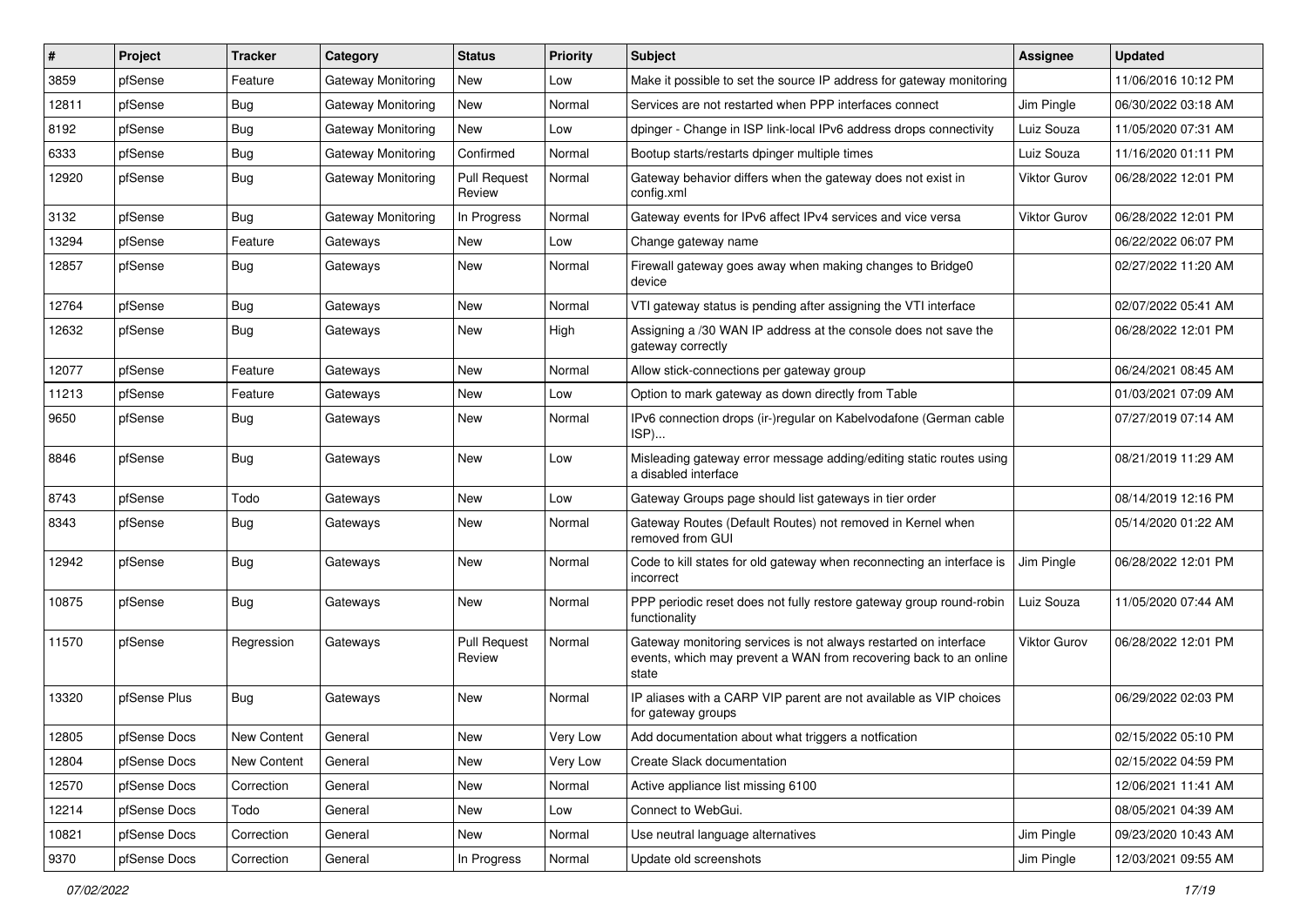| # | Project | Tracker | Category | Status | Priority | Subject | Assignee | Updated |
|---|---|---|---|---|---|---|---|---|
| 3859 | pfSense | Feature | Gateway Monitoring | New | Low | Make it possible to set the source IP address for gateway monitoring | | 11/06/2016 10:12 PM |
| 12811 | pfSense | Bug | Gateway Monitoring | New | Normal | Services are not restarted when PPP interfaces connect | Jim Pingle | 06/30/2022 03:18 AM |
| 8192 | pfSense | Bug | Gateway Monitoring | New | Low | dpinger - Change in ISP link-local IPv6 address drops connectivity | Luiz Souza | 11/05/2020 07:31 AM |
| 6333 | pfSense | Bug | Gateway Monitoring | Confirmed | Normal | Bootup starts/restarts dpinger multiple times | Luiz Souza | 11/16/2020 01:11 PM |
| 12920 | pfSense | Bug | Gateway Monitoring | Pull Request Review | Normal | Gateway behavior differs when the gateway does not exist in config.xml | Viktor Gurov | 06/28/2022 12:01 PM |
| 3132 | pfSense | Bug | Gateway Monitoring | In Progress | Normal | Gateway events for IPv6 affect IPv4 services and vice versa | Viktor Gurov | 06/28/2022 12:01 PM |
| 13294 | pfSense | Feature | Gateways | New | Low | Change gateway name | | 06/22/2022 06:07 PM |
| 12857 | pfSense | Bug | Gateways | New | Normal | Firewall gateway goes away when making changes to Bridge0 device | | 02/27/2022 11:20 AM |
| 12764 | pfSense | Bug | Gateways | New | Normal | VTI gateway status is pending after assigning the VTI interface | | 02/07/2022 05:41 AM |
| 12632 | pfSense | Bug | Gateways | New | High | Assigning a /30 WAN IP address at the console does not save the gateway correctly | | 06/28/2022 12:01 PM |
| 12077 | pfSense | Feature | Gateways | New | Normal | Allow stick-connections per gateway group | | 06/24/2021 08:45 AM |
| 11213 | pfSense | Feature | Gateways | New | Low | Option to mark gateway as down directly from Table | | 01/03/2021 07:09 AM |
| 9650 | pfSense | Bug | Gateways | New | Normal | IPv6 connection drops (ir-)regular on Kabelvodafone (German cable ISP)... | | 07/27/2019 07:14 AM |
| 8846 | pfSense | Bug | Gateways | New | Low | Misleading gateway error message adding/editing static routes using a disabled interface | | 08/21/2019 11:29 AM |
| 8743 | pfSense | Todo | Gateways | New | Low | Gateway Groups page should list gateways in tier order | | 08/14/2019 12:16 PM |
| 8343 | pfSense | Bug | Gateways | New | Normal | Gateway Routes (Default Routes) not removed in Kernel when removed from GUI | | 05/14/2020 01:22 AM |
| 12942 | pfSense | Bug | Gateways | New | Normal | Code to kill states for old gateway when reconnecting an interface is incorrect | Jim Pingle | 06/28/2022 12:01 PM |
| 10875 | pfSense | Bug | Gateways | New | Normal | PPP periodic reset does not fully restore gateway group round-robin functionality | Luiz Souza | 11/05/2020 07:44 AM |
| 11570 | pfSense | Regression | Gateways | Pull Request Review | Normal | Gateway monitoring services is not always restarted on interface events, which may prevent a WAN from recovering back to an online state | Viktor Gurov | 06/28/2022 12:01 PM |
| 13320 | pfSense Plus | Bug | Gateways | New | Normal | IP aliases with a CARP VIP parent are not available as VIP choices for gateway groups | | 06/29/2022 02:03 PM |
| 12805 | pfSense Docs | New Content | General | New | Very Low | Add documentation about what triggers a notfication | | 02/15/2022 05:10 PM |
| 12804 | pfSense Docs | New Content | General | New | Very Low | Create Slack documentation | | 02/15/2022 04:59 PM |
| 12570 | pfSense Docs | Correction | General | New | Normal | Active appliance list missing 6100 | | 12/06/2021 11:41 AM |
| 12214 | pfSense Docs | Todo | General | New | Low | Connect to WebGui. | | 08/05/2021 04:39 AM |
| 10821 | pfSense Docs | Correction | General | New | Normal | Use neutral language alternatives | Jim Pingle | 09/23/2020 10:43 AM |
| 9370 | pfSense Docs | Correction | General | In Progress | Normal | Update old screenshots | Jim Pingle | 12/03/2021 09:55 AM |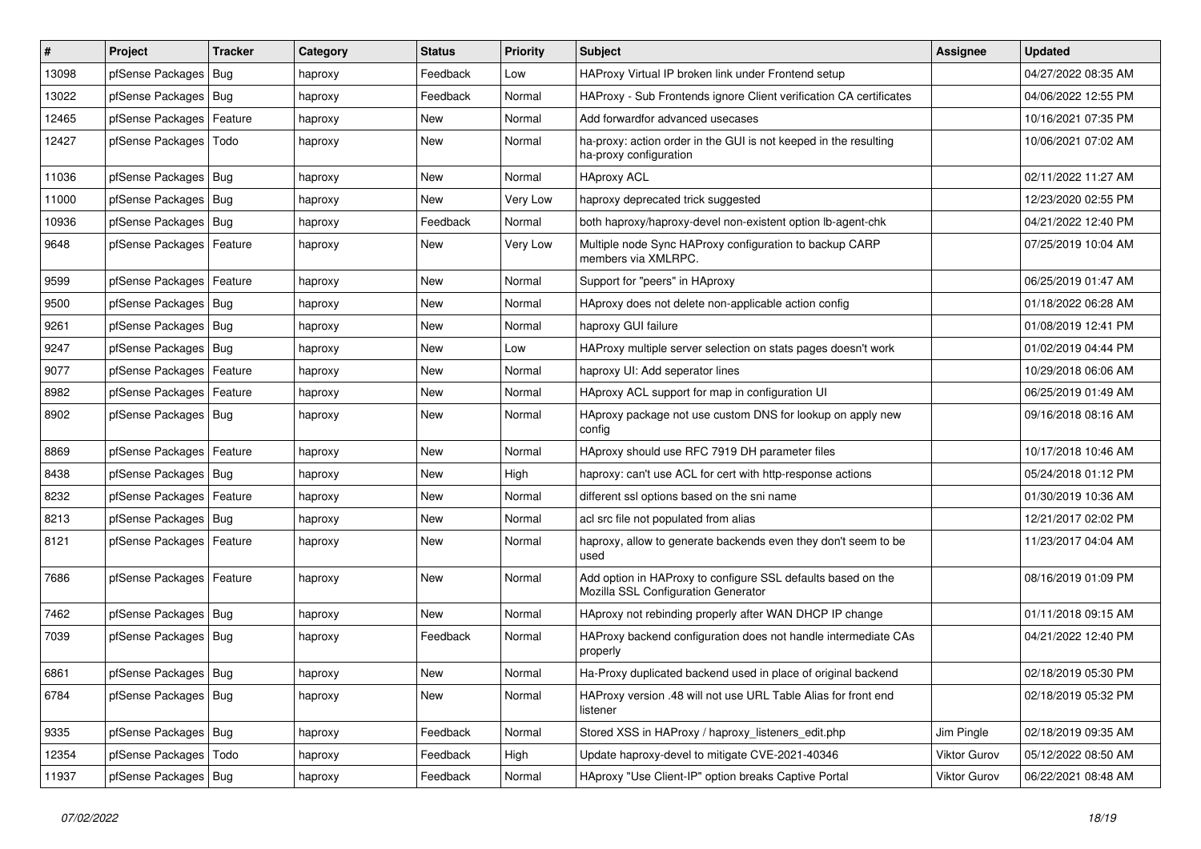| # | Project | Tracker | Category | Status | Priority | Subject | Assignee | Updated |
|---|---|---|---|---|---|---|---|---|
| 13098 | pfSense Packages | Bug | haproxy | Feedback | Low | HAProxy Virtual IP broken link under Frontend setup | | 04/27/2022 08:35 AM |
| 13022 | pfSense Packages | Bug | haproxy | Feedback | Normal | HAProxy - Sub Frontends ignore Client verification CA certificates | | 04/06/2022 12:55 PM |
| 12465 | pfSense Packages | Feature | haproxy | New | Normal | Add forwardfor advanced usecases | | 10/16/2021 07:35 PM |
| 12427 | pfSense Packages | Todo | haproxy | New | Normal | ha-proxy: action order in the GUI is not keeped in the resulting ha-proxy configuration | | 10/06/2021 07:02 AM |
| 11036 | pfSense Packages | Bug | haproxy | New | Normal | HAproxy ACL | | 02/11/2022 11:27 AM |
| 11000 | pfSense Packages | Bug | haproxy | New | Very Low | haproxy deprecated trick suggested | | 12/23/2020 02:55 PM |
| 10936 | pfSense Packages | Bug | haproxy | Feedback | Normal | both haproxy/haproxy-devel non-existent option lb-agent-chk | | 04/21/2022 12:40 PM |
| 9648 | pfSense Packages | Feature | haproxy | New | Very Low | Multiple node Sync HAProxy configuration to backup CARP members via XMLRPC. | | 07/25/2019 10:04 AM |
| 9599 | pfSense Packages | Feature | haproxy | New | Normal | Support for "peers" in HAproxy | | 06/25/2019 01:47 AM |
| 9500 | pfSense Packages | Bug | haproxy | New | Normal | HAproxy does not delete non-applicable action config | | 01/18/2022 06:28 AM |
| 9261 | pfSense Packages | Bug | haproxy | New | Normal | haproxy GUI failure | | 01/08/2019 12:41 PM |
| 9247 | pfSense Packages | Bug | haproxy | New | Low | HAProxy multiple server selection on stats pages doesn't work | | 01/02/2019 04:44 PM |
| 9077 | pfSense Packages | Feature | haproxy | New | Normal | haproxy UI: Add seperator lines | | 10/29/2018 06:06 AM |
| 8982 | pfSense Packages | Feature | haproxy | New | Normal | HAproxy ACL support for map in configuration UI | | 06/25/2019 01:49 AM |
| 8902 | pfSense Packages | Bug | haproxy | New | Normal | HAproxy package not use custom DNS for lookup on apply new config | | 09/16/2018 08:16 AM |
| 8869 | pfSense Packages | Feature | haproxy | New | Normal | HAproxy should use RFC 7919 DH parameter files | | 10/17/2018 10:46 AM |
| 8438 | pfSense Packages | Bug | haproxy | New | High | haproxy: can't use ACL for cert with http-response actions | | 05/24/2018 01:12 PM |
| 8232 | pfSense Packages | Feature | haproxy | New | Normal | different ssl options based on the sni name | | 01/30/2019 10:36 AM |
| 8213 | pfSense Packages | Bug | haproxy | New | Normal | acl src file not populated from alias | | 12/21/2017 02:02 PM |
| 8121 | pfSense Packages | Feature | haproxy | New | Normal | haproxy, allow to generate backends even they don't seem to be used | | 11/23/2017 04:04 AM |
| 7686 | pfSense Packages | Feature | haproxy | New | Normal | Add option in HAProxy to configure SSL defaults based on the Mozilla SSL Configuration Generator | | 08/16/2019 01:09 PM |
| 7462 | pfSense Packages | Bug | haproxy | New | Normal | HAproxy not rebinding properly after WAN DHCP IP change | | 01/11/2018 09:15 AM |
| 7039 | pfSense Packages | Bug | haproxy | Feedback | Normal | HAProxy backend configuration does not handle intermediate CAs properly | | 04/21/2022 12:40 PM |
| 6861 | pfSense Packages | Bug | haproxy | New | Normal | Ha-Proxy duplicated backend used in place of original backend | | 02/18/2019 05:30 PM |
| 6784 | pfSense Packages | Bug | haproxy | New | Normal | HAProxy version .48 will not use URL Table Alias for front end listener | | 02/18/2019 05:32 PM |
| 9335 | pfSense Packages | Bug | haproxy | Feedback | Normal | Stored XSS in HAProxy / haproxy_listeners_edit.php | Jim Pingle | 02/18/2019 09:35 AM |
| 12354 | pfSense Packages | Todo | haproxy | Feedback | High | Update haproxy-devel to mitigate CVE-2021-40346 | Viktor Gurov | 05/12/2022 08:50 AM |
| 11937 | pfSense Packages | Bug | haproxy | Feedback | Normal | HAproxy "Use Client-IP" option breaks Captive Portal | Viktor Gurov | 06/22/2021 08:48 AM |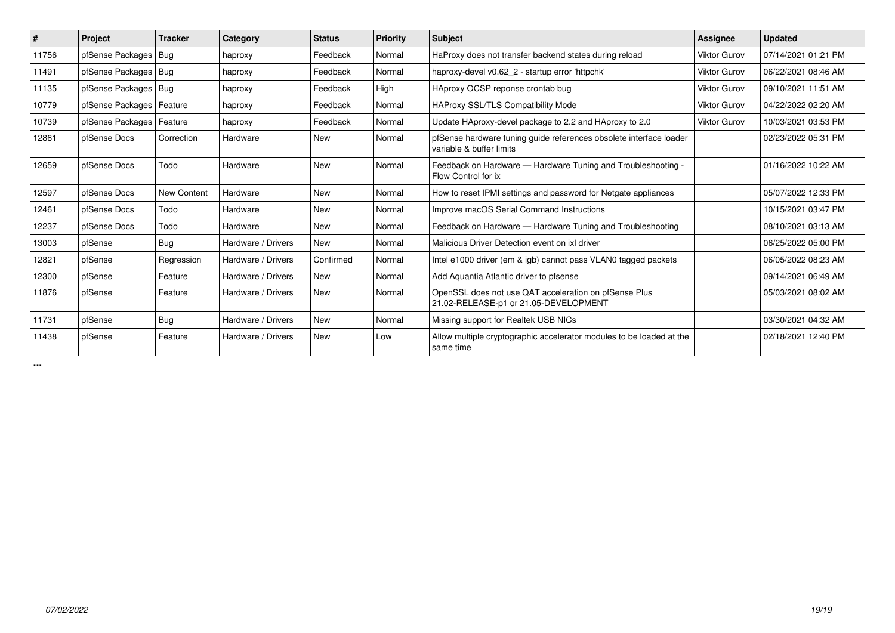| # | Project | Tracker | Category | Status | Priority | Subject | Assignee | Updated |
|---|---|---|---|---|---|---|---|---|
| 11756 | pfSense Packages | Bug | haproxy | Feedback | Normal | HaProxy does not transfer backend states during reload | Viktor Gurov | 07/14/2021 01:21 PM |
| 11491 | pfSense Packages | Bug | haproxy | Feedback | Normal | haproxy-devel v0.62_2 - startup error 'httpchk' | Viktor Gurov | 06/22/2021 08:46 AM |
| 11135 | pfSense Packages | Bug | haproxy | Feedback | High | HAproxy OCSP reponse crontab bug | Viktor Gurov | 09/10/2021 11:51 AM |
| 10779 | pfSense Packages | Feature | haproxy | Feedback | Normal | HAProxy SSL/TLS Compatibility Mode | Viktor Gurov | 04/22/2022 02:20 AM |
| 10739 | pfSense Packages | Feature | haproxy | Feedback | Normal | Update HAproxy-devel package to 2.2 and HAproxy to 2.0 | Viktor Gurov | 10/03/2021 03:53 PM |
| 12861 | pfSense Docs | Correction | Hardware | New | Normal | pfSense hardware tuning guide references obsolete interface loader variable & buffer limits | | 02/23/2022 05:31 PM |
| 12659 | pfSense Docs | Todo | Hardware | New | Normal | Feedback on Hardware — Hardware Tuning and Troubleshooting - Flow Control for ix | | 01/16/2022 10:22 AM |
| 12597 | pfSense Docs | New Content | Hardware | New | Normal | How to reset IPMI settings and password for Netgate appliances | | 05/07/2022 12:33 PM |
| 12461 | pfSense Docs | Todo | Hardware | New | Normal | Improve macOS Serial Command Instructions | | 10/15/2021 03:47 PM |
| 12237 | pfSense Docs | Todo | Hardware | New | Normal | Feedback on Hardware — Hardware Tuning and Troubleshooting | | 08/10/2021 03:13 AM |
| 13003 | pfSense | Bug | Hardware / Drivers | New | Normal | Malicious Driver Detection event on ixl driver | | 06/25/2022 05:00 PM |
| 12821 | pfSense | Regression | Hardware / Drivers | Confirmed | Normal | Intel e1000 driver (em & igb) cannot pass VLAN0 tagged packets | | 06/05/2022 08:23 AM |
| 12300 | pfSense | Feature | Hardware / Drivers | New | Normal | Add Aquantia Atlantic driver to pfsense | | 09/14/2021 06:49 AM |
| 11876 | pfSense | Feature | Hardware / Drivers | New | Normal | OpenSSL does not use QAT acceleration on pfSense Plus 21.02-RELEASE-p1 or 21.05-DEVELOPMENT | | 05/03/2021 08:02 AM |
| 11731 | pfSense | Bug | Hardware / Drivers | New | Normal | Missing support for Realtek USB NICs | | 03/30/2021 04:32 AM |
| 11438 | pfSense | Feature | Hardware / Drivers | New | Low | Allow multiple cryptographic accelerator modules to be loaded at the same time | | 02/18/2021 12:40 PM |

...